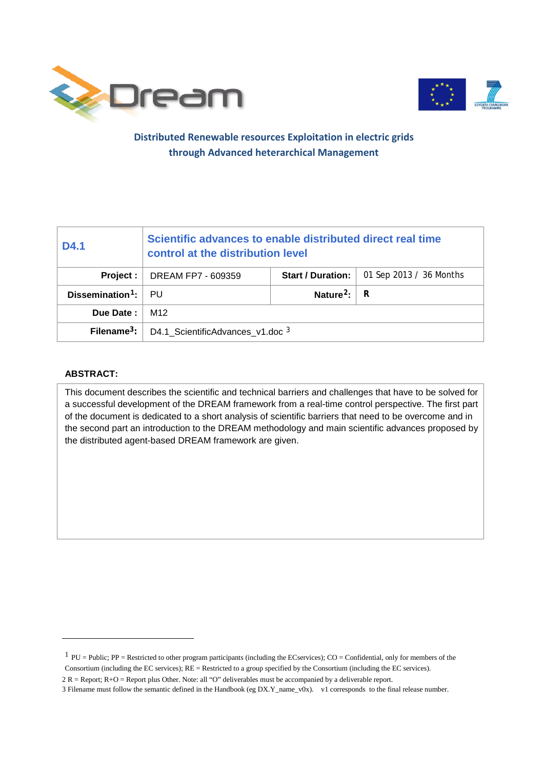**Distributed Renewable resources Exploitation in electric grids through Advanced heterarchical Management**

| D4.1 | Scientific advances to enable distributed direct real time control at the distribution level | | |
|---|---|---|---|
| **Project :** | DREAM FP7 - 609359 | **Start / Duration:** | 01 Sep 2013 / 36 Months |
| **Dissemination[1]:** | PU | **Nature[2]:** | **R** |
| **Due Date :** | M12 | | |
| **Filename[3]:** | D4.1_ScientificAdvances_v1.doc [3] | | |

**ABSTRACT:**

This document describes the scientific and technical barriers and challenges that have to be solved for a successful development of the DREAM framework from a real-time control perspective. The first part of the document is dedicated to a short analysis of scientific barriers that need to be overcome and in the second part an introduction to the DREAM methodology and main scientific advances proposed by the distributed agent-based DREAM framework are given.

---

1 PU = Public; PP = Restricted to other program participants (including the ECservices); CO = Confidential, only for members of the Consortium (including the EC services); RE = Restricted to a group specified by the Consortium (including the EC services).

2 R = Report; R+O = Report plus Other. Note: all "O" deliverables must be accompanied by a deliverable report.

3 Filename must follow the semantic defined in the Handbook (eg DX.Y_name_v0x). v1 corresponds to the final release number.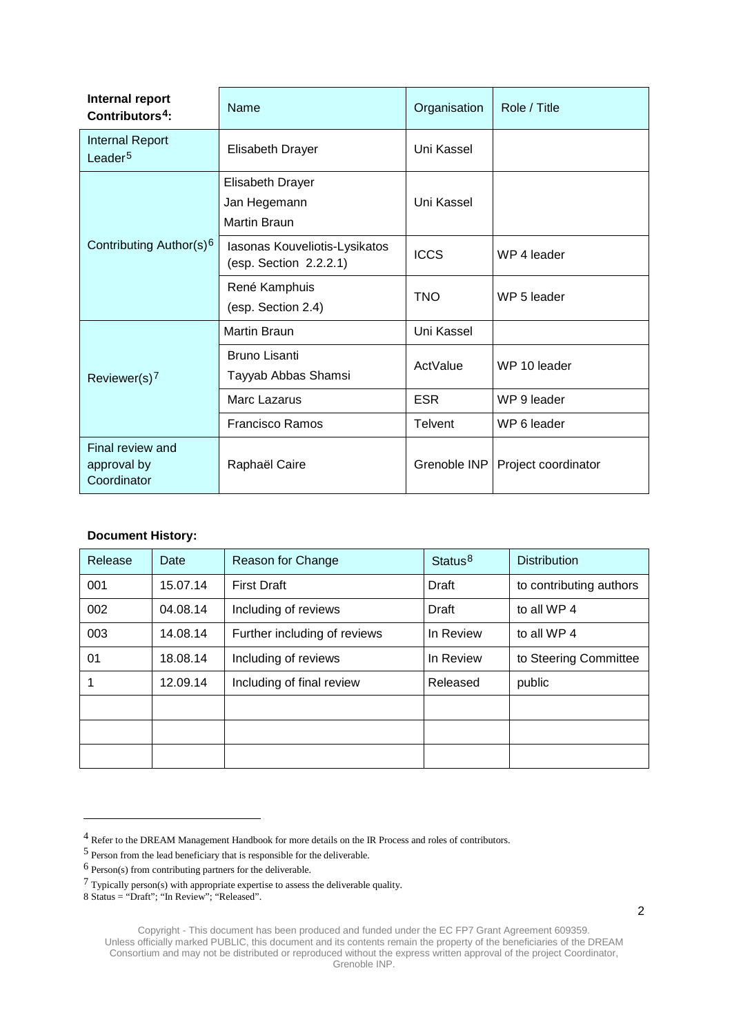| Internal report Contributors[4]: | Name | Organisation | Role / Title |
|---|---|---|---|
| Internal Report Leader[5] | Elisabeth Drayer | Uni Kassel | |
| Contributing Author(s)[6] | Elisabeth Drayer<br>Jan Hegemann<br>Martin Braun | Uni Kassel | |
| | Iasonas Kouveliotis-Lysikatos (esp. Section 2.2.2.1) | ICCS | WP 4 leader |
| | René Kamphuis<br>(esp. Section 2.4) | TNO | WP 5 leader |
| Reviewer(s)[7] | Martin Braun | Uni Kassel | |
| | Bruno Lisanti<br>Tayyab Abbas Shamsi | ActValue | WP 10 leader |
| | Marc Lazarus | ESR | WP 9 leader |
| | Francisco Ramos | Telvent | WP 6 leader |
| Final review and approval by Coordinator | Raphaël Caire | Grenoble INP | Project coordinator |

**Document History:**

| Release | Date | Reason for Change | Status[8] | Distribution |
|---|---|---|---|---|
| 001 | 15.07.14 | First Draft | Draft | to contributing authors |
| 002 | 04.08.14 | Including of reviews | Draft | to all WP 4 |
| 003 | 14.08.14 | Further including of reviews | In Review | to all WP 4 |
| 01 | 18.08.14 | Including of reviews | In Review | to Steering Committee |
| 1 | 12.09.14 | Including of final review | Released | public |
| | | | | |
| | | | | |
| | | | | |

[4] Refer to the DREAM Management Handbook for more details on the IR Process and roles of contributors.

[5] Person from the lead beneficiary that is responsible for the deliverable.

[6] Person(s) from contributing partners for the deliverable.

[7] Typically person(s) with appropriate expertise to assess the deliverable quality.

8 Status = "Draft"; "In Review"; "Released".

Copyright - This document has been produced and funded under the EC FP7 Grant Agreement 609359. Unless officially marked PUBLIC, this document and its contents remain the property of the beneficiaries of the DREAM Consortium and may not be distributed or reproduced without the express written approval of the project Coordinator, Grenoble INP.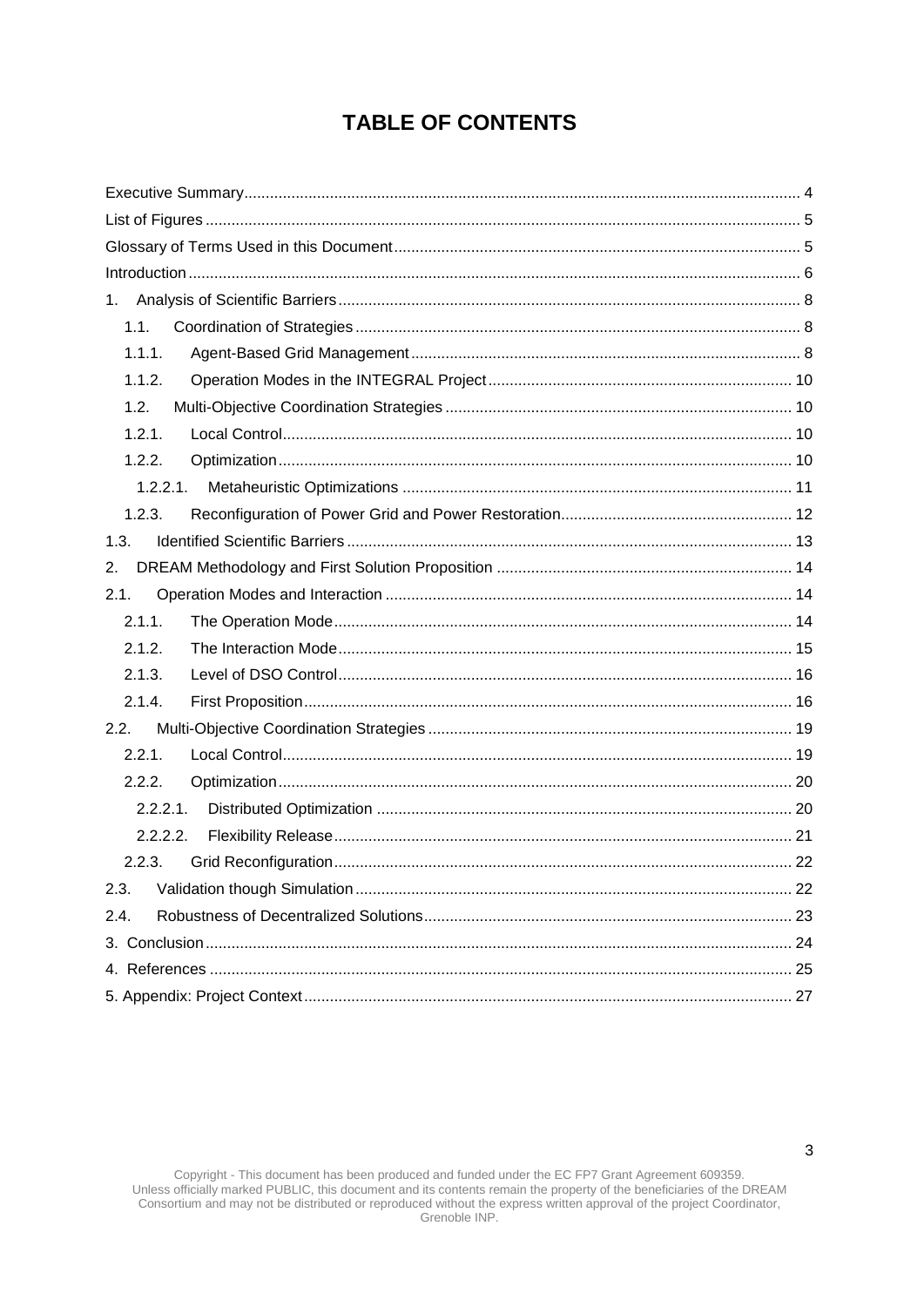# TABLE OF CONTENTS

Executive Summary ... 4
List of Figures ... 5
Glossary of Terms Used in this Document ... 5
Introduction ... 6
1. Analysis of Scientific Barriers ... 8
  1.1. Coordination of Strategies ... 8
  1.1.1. Agent-Based Grid Management ... 8
  1.1.2. Operation Modes in the INTEGRAL Project ... 10
  1.2. Multi-Objective Coordination Strategies ... 10
  1.2.1. Local Control ... 10
  1.2.2. Optimization ... 10
    1.2.2.1. Metaheuristic Optimizations ... 11
  1.2.3. Reconfiguration of Power Grid and Power Restoration ... 12
1.3. Identified Scientific Barriers ... 13
2. DREAM Methodology and First Solution Proposition ... 14
2.1. Operation Modes and Interaction ... 14
  2.1.1. The Operation Mode ... 14
  2.1.2. The Interaction Mode ... 15
  2.1.3. Level of DSO Control ... 16
  2.1.4. First Proposition ... 16
2.2. Multi-Objective Coordination Strategies ... 19
  2.2.1. Local Control ... 19
  2.2.2. Optimization ... 20
    2.2.2.1. Distributed Optimization ... 20
    2.2.2.2. Flexibility Release ... 21
  2.2.3. Grid Reconfiguration ... 22
2.3. Validation though Simulation ... 22
2.4. Robustness of Decentralized Solutions ... 23
3. Conclusion ... 24
4. References ... 25
5. Appendix: Project Context ... 27

Copyright - This document has been produced and funded under the EC FP7 Grant Agreement 609359. Unless officially marked PUBLIC, this document and its contents remain the property of the beneficiaries of the DREAM Consortium and may not be distributed or reproduced without the express written approval of the project Coordinator, Grenoble INP.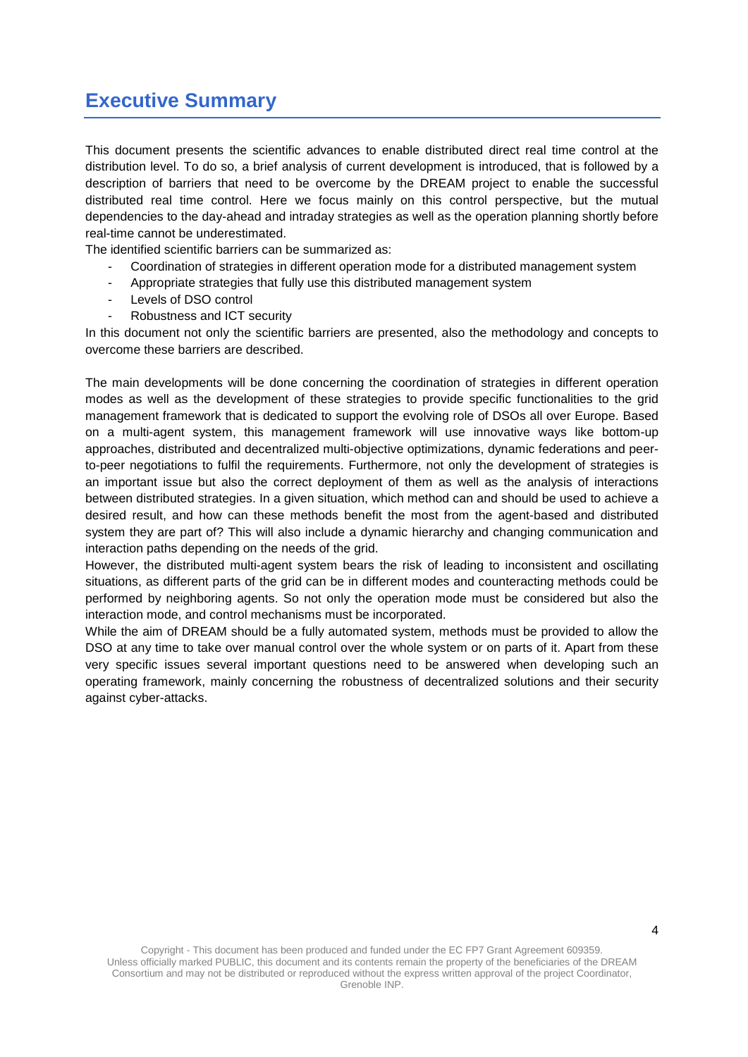# Executive Summary

This document presents the scientific advances to enable distributed direct real time control at the distribution level. To do so, a brief analysis of current development is introduced, that is followed by a description of barriers that need to be overcome by the DREAM project to enable the successful distributed real time control. Here we focus mainly on this control perspective, but the mutual dependencies to the day-ahead and intraday strategies as well as the operation planning shortly before real-time cannot be underestimated.

The identified scientific barriers can be summarized as:

- Coordination of strategies in different operation mode for a distributed management system
- Appropriate strategies that fully use this distributed management system
- Levels of DSO control
- Robustness and ICT security

In this document not only the scientific barriers are presented, also the methodology and concepts to overcome these barriers are described.

The main developments will be done concerning the coordination of strategies in different operation modes as well as the development of these strategies to provide specific functionalities to the grid management framework that is dedicated to support the evolving role of DSOs all over Europe. Based on a multi-agent system, this management framework will use innovative ways like bottom-up approaches, distributed and decentralized multi-objective optimizations, dynamic federations and peer-to-peer negotiations to fulfil the requirements. Furthermore, not only the development of strategies is an important issue but also the correct deployment of them as well as the analysis of interactions between distributed strategies. In a given situation, which method can and should be used to achieve a desired result, and how can these methods benefit the most from the agent-based and distributed system they are part of? This will also include a dynamic hierarchy and changing communication and interaction paths depending on the needs of the grid.

However, the distributed multi-agent system bears the risk of leading to inconsistent and oscillating situations, as different parts of the grid can be in different modes and counteracting methods could be performed by neighboring agents. So not only the operation mode must be considered but also the interaction mode, and control mechanisms must be incorporated.

While the aim of DREAM should be a fully automated system, methods must be provided to allow the DSO at any time to take over manual control over the whole system or on parts of it. Apart from these very specific issues several important questions need to be answered when developing such an operating framework, mainly concerning the robustness of decentralized solutions and their security against cyber-attacks.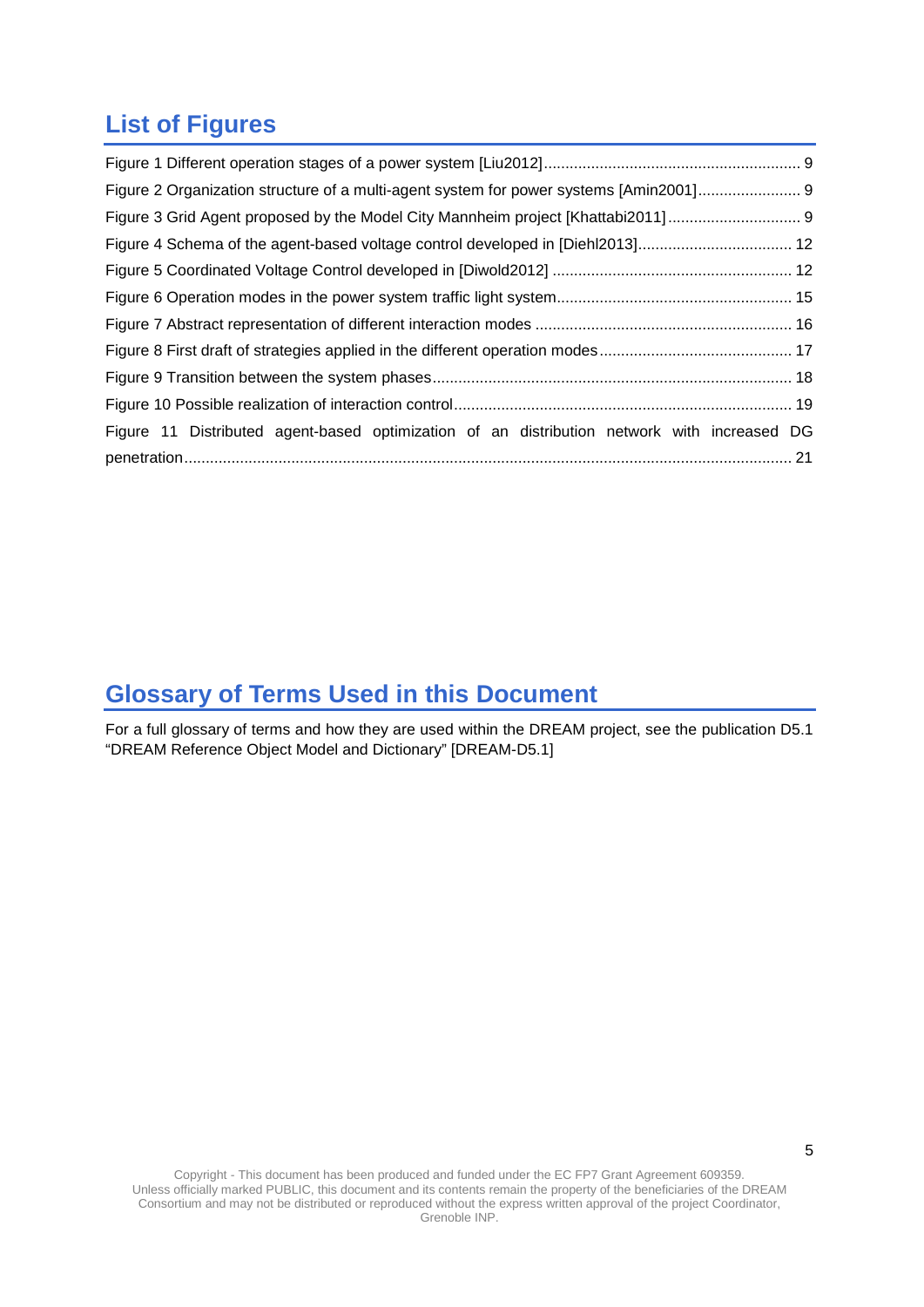## List of Figures

Figure 1 Different operation stages of a power system [Liu2012]........................................................... 9

Figure 2 Organization structure of a multi-agent system for power systems [Amin2001]........................ 9

Figure 3 Grid Agent proposed by the Model City Mannheim project [Khattabi2011]............................... 9

Figure 4 Schema of the agent-based voltage control developed in [Diehl2013].................................... 12

Figure 5 Coordinated Voltage Control developed in [Diwold2012] ........................................................ 12

Figure 6 Operation modes in the power system traffic light system....................................................... 15

Figure 7 Abstract representation of different interaction modes ............................................................ 16

Figure 8 First draft of strategies applied in the different operation modes............................................. 17

Figure 9 Transition between the system phases.................................................................................... 18

Figure 10 Possible realization of interaction control............................................................................... 19

Figure 11 Distributed agent-based optimization of an distribution network with increased DG penetration............................................................................................................................................ 21

## Glossary of Terms Used in this Document

For a full glossary of terms and how they are used within the DREAM project, see the publication D5.1 “DREAM Reference Object Model and Dictionary” [DREAM-D5.1]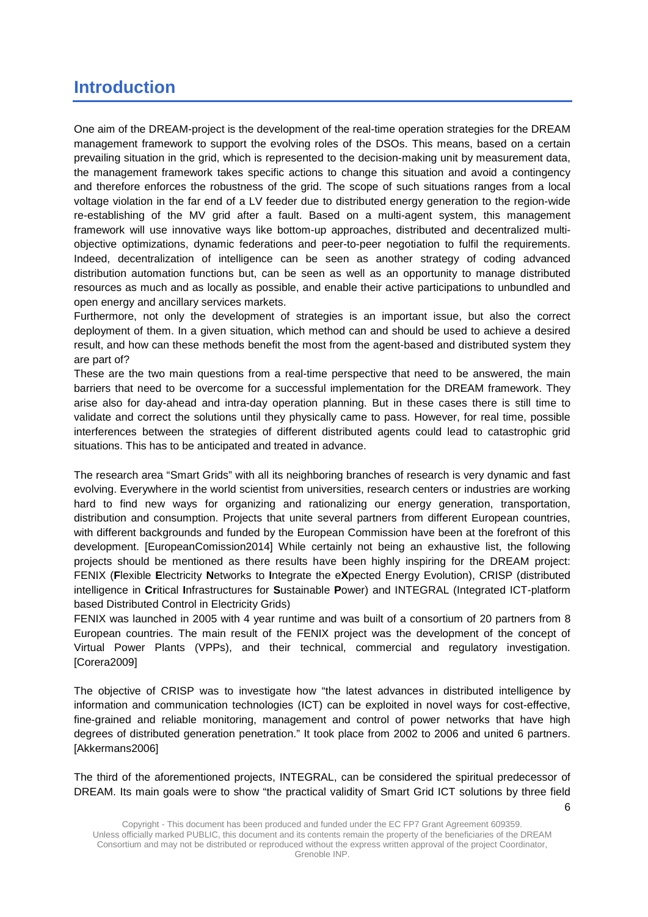# Introduction

One aim of the DREAM-project is the development of the real-time operation strategies for the DREAM management framework to support the evolving roles of the DSOs. This means, based on a certain prevailing situation in the grid, which is represented to the decision-making unit by measurement data, the management framework takes specific actions to change this situation and avoid a contingency and therefore enforces the robustness of the grid. The scope of such situations ranges from a local voltage violation in the far end of a LV feeder due to distributed energy generation to the region-wide re-establishing of the MV grid after a fault. Based on a multi-agent system, this management framework will use innovative ways like bottom-up approaches, distributed and decentralized multi-objective optimizations, dynamic federations and peer-to-peer negotiation to fulfil the requirements. Indeed, decentralization of intelligence can be seen as another strategy of coding advanced distribution automation functions but, can be seen as well as an opportunity to manage distributed resources as much and as locally as possible, and enable their active participations to unbundled and open energy and ancillary services markets.

Furthermore, not only the development of strategies is an important issue, but also the correct deployment of them. In a given situation, which method can and should be used to achieve a desired result, and how can these methods benefit the most from the agent-based and distributed system they are part of?

These are the two main questions from a real-time perspective that need to be answered, the main barriers that need to be overcome for a successful implementation for the DREAM framework. They arise also for day-ahead and intra-day operation planning. But in these cases there is still time to validate and correct the solutions until they physically came to pass. However, for real time, possible interferences between the strategies of different distributed agents could lead to catastrophic grid situations. This has to be anticipated and treated in advance.

The research area "Smart Grids" with all its neighboring branches of research is very dynamic and fast evolving. Everywhere in the world scientist from universities, research centers or industries are working hard to find new ways for organizing and rationalizing our energy generation, transportation, distribution and consumption. Projects that unite several partners from different European countries, with different backgrounds and funded by the European Commission have been at the forefront of this development. [EuropeanComission2014] While certainly not being an exhaustive list, the following projects should be mentioned as there results have been highly inspiring for the DREAM project: FENIX (**F**lexible **E**lectricity **N**etworks to **I**ntegrate the e**X**pected Energy Evolution), CRISP (distributed intelligence in **Cr**itical **I**nfrastructures for **S**ustainable **P**ower) and INTEGRAL (Integrated ICT-platform based Distributed Control in Electricity Grids)

FENIX was launched in 2005 with 4 year runtime and was built of a consortium of 20 partners from 8 European countries. The main result of the FENIX project was the development of the concept of Virtual Power Plants (VPPs), and their technical, commercial and regulatory investigation. [Corera2009]

The objective of CRISP was to investigate how "the latest advances in distributed intelligence by information and communication technologies (ICT) can be exploited in novel ways for cost-effective, fine-grained and reliable monitoring, management and control of power networks that have high degrees of distributed generation penetration." It took place from 2002 to 2006 and united 6 partners. [Akkermans2006]

The third of the aforementioned projects, INTEGRAL, can be considered the spiritual predecessor of DREAM. Its main goals were to show "the practical validity of Smart Grid ICT solutions by three field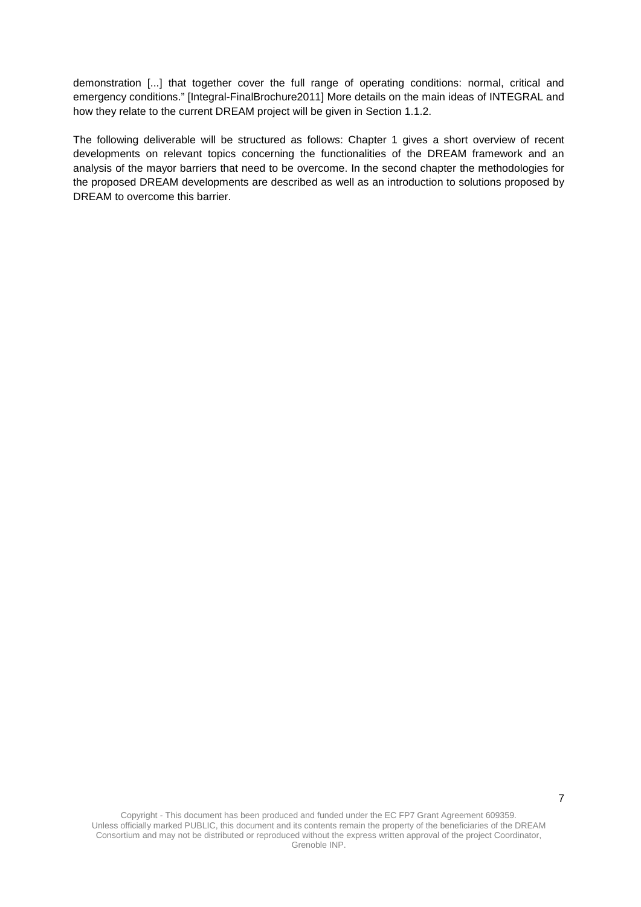demonstration [...] that together cover the full range of operating conditions: normal, critical and emergency conditions." [Integral-FinalBrochure2011] More details on the main ideas of INTEGRAL and how they relate to the current DREAM project will be given in Section 1.1.2.

The following deliverable will be structured as follows: Chapter 1 gives a short overview of recent developments on relevant topics concerning the functionalities of the DREAM framework and an analysis of the mayor barriers that need to be overcome. In the second chapter the methodologies for the proposed DREAM developments are described as well as an introduction to solutions proposed by DREAM to overcome this barrier.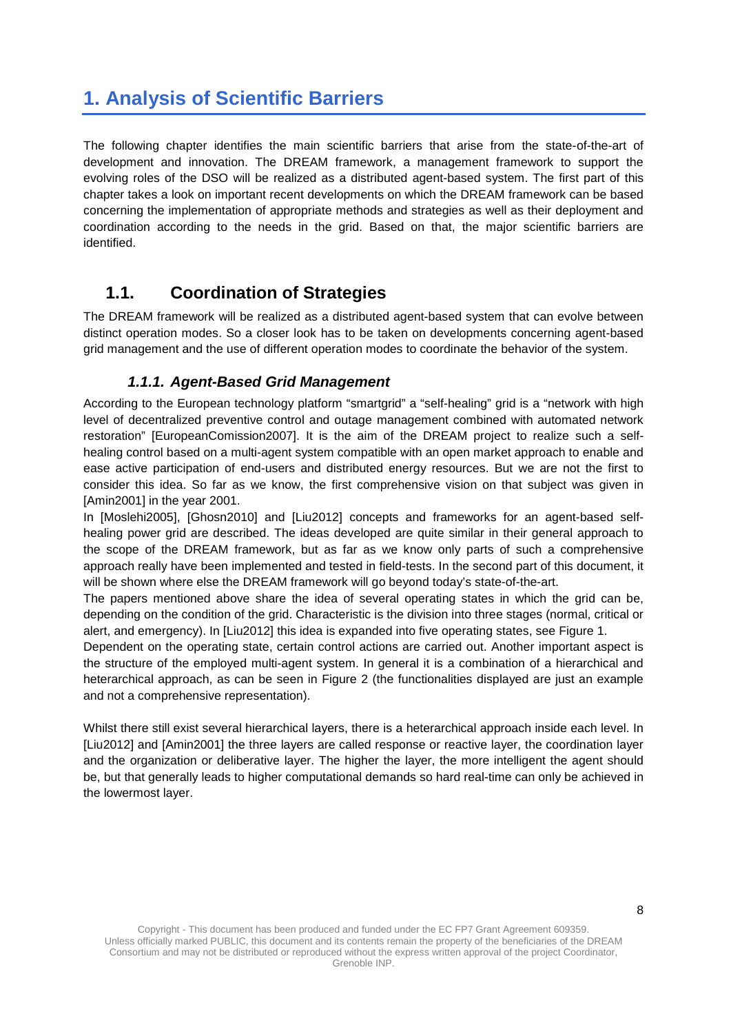# 1. Analysis of Scientific Barriers

The following chapter identifies the main scientific barriers that arise from the state-of-the-art of development and innovation. The DREAM framework, a management framework to support the evolving roles of the DSO will be realized as a distributed agent-based system. The first part of this chapter takes a look on important recent developments on which the DREAM framework can be based concerning the implementation of appropriate methods and strategies as well as their deployment and coordination according to the needs in the grid. Based on that, the major scientific barriers are identified.

## 1.1. Coordination of Strategies

The DREAM framework will be realized as a distributed agent-based system that can evolve between distinct operation modes. So a closer look has to be taken on developments concerning agent-based grid management and the use of different operation modes to coordinate the behavior of the system.

### *1.1.1. Agent-Based Grid Management*

According to the European technology platform "smartgrid" a "self-healing" grid is a "network with high level of decentralized preventive control and outage management combined with automated network restoration" [EuropeanComission2007]. It is the aim of the DREAM project to realize such a self-healing control based on a multi-agent system compatible with an open market approach to enable and ease active participation of end-users and distributed energy resources. But we are not the first to consider this idea. So far as we know, the first comprehensive vision on that subject was given in [Amin2001] in the year 2001.

In [Moslehi2005], [Ghosn2010] and [Liu2012] concepts and frameworks for an agent-based self-healing power grid are described. The ideas developed are quite similar in their general approach to the scope of the DREAM framework, but as far as we know only parts of such a comprehensive approach really have been implemented and tested in field-tests. In the second part of this document, it will be shown where else the DREAM framework will go beyond today's state-of-the-art.

The papers mentioned above share the idea of several operating states in which the grid can be, depending on the condition of the grid. Characteristic is the division into three stages (normal, critical or alert, and emergency). In [Liu2012] this idea is expanded into five operating states, see Figure 1.

Dependent on the operating state, certain control actions are carried out. Another important aspect is the structure of the employed multi-agent system. In general it is a combination of a hierarchical and heterarchical approach, as can be seen in Figure 2 (the functionalities displayed are just an example and not a comprehensive representation).

Whilst there still exist several hierarchical layers, there is a heterarchical approach inside each level. In [Liu2012] and [Amin2001] the three layers are called response or reactive layer, the coordination layer and the organization or deliberative layer. The higher the layer, the more intelligent the agent should be, but that generally leads to higher computational demands so hard real-time can only be achieved in the lowermost layer.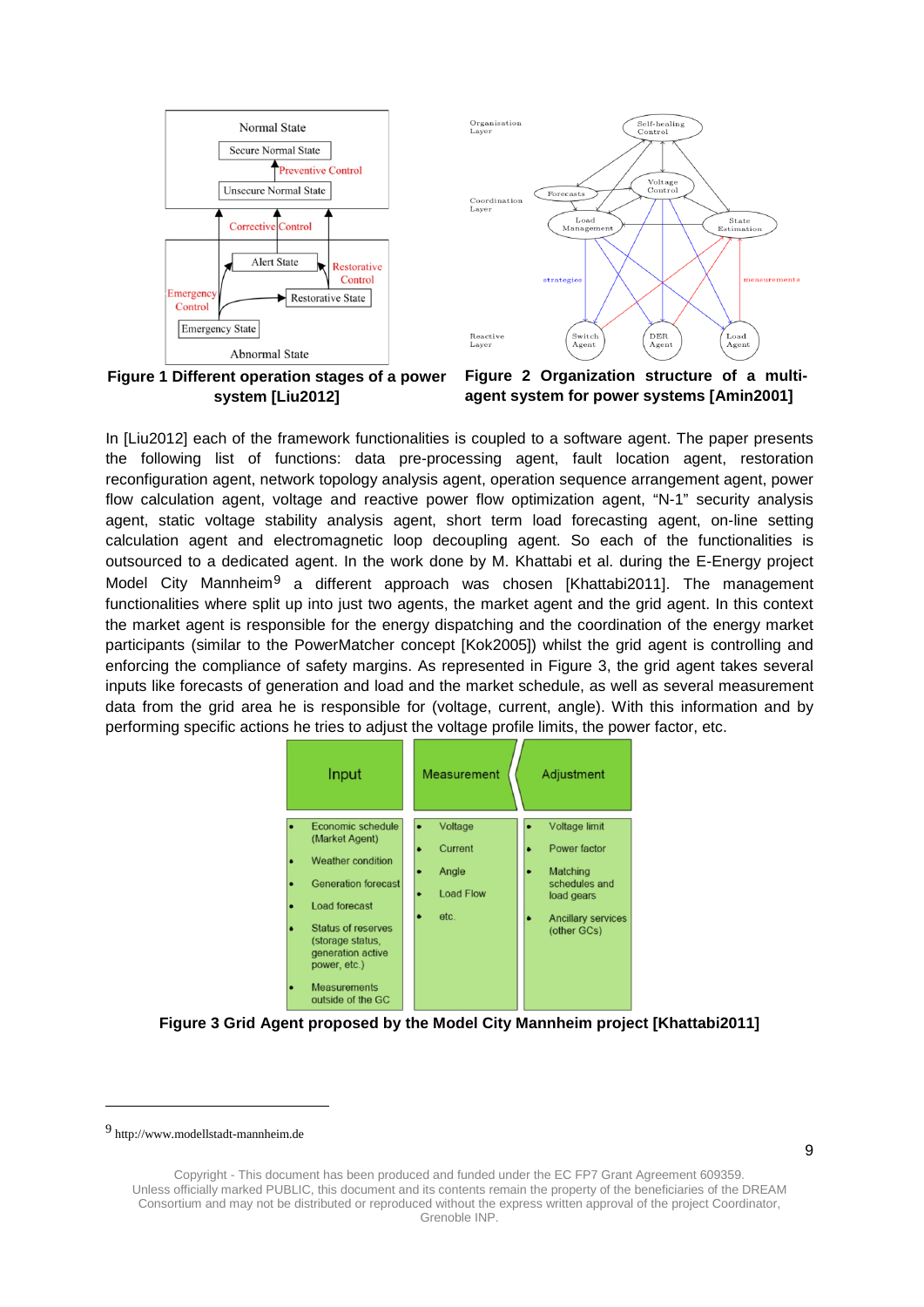**Figure 1 Different operation stages of a power system [Liu2012]**

**Figure 2 Organization structure of a multi-agent system for power systems [Amin2001]**

In [Liu2012] each of the framework functionalities is coupled to a software agent. The paper presents the following list of functions: data pre-processing agent, fault location agent, restoration reconfiguration agent, network topology analysis agent, operation sequence arrangement agent, power flow calculation agent, voltage and reactive power flow optimization agent, "N-1" security analysis agent, static voltage stability analysis agent, short term load forecasting agent, on-line setting calculation agent and electromagnetic loop decoupling agent. So each of the functionalities is outsourced to a dedicated agent. In the work done by M. Khattabi et al. during the E-Energy project Model City Mannheim[9] a different approach was chosen [Khattabi2011]. The management functionalities where split up into just two agents, the market agent and the grid agent. In this context the market agent is responsible for the energy dispatching and the coordination of the energy market participants (similar to the PowerMatcher concept [Kok2005]) whilst the grid agent is controlling and enforcing the compliance of safety margins. As represented in Figure 3, the grid agent takes several inputs like forecasts of generation and load and the market schedule, as well as several measurement data from the grid area he is responsible for (voltage, current, angle). With this information and by performing specific actions he tries to adjust the voltage profile limits, the power factor, etc.

| Input | Measurement | Adjustment |
|---|---|---|
| • Economic schedule (Market Agent)<br>• Weather condition<br>• Generation forecast<br>• Load forecast<br>• Status of reserves (storage status, generation active power, etc.)<br>• Measurements outside of the GC | • Voltage<br>• Current<br>• Angle<br>• Load Flow<br>• etc. | • Voltage limit<br>• Power factor<br>• Matching schedules and load gears<br>• Ancillary services (other GCs) |

**Figure 3 Grid Agent proposed by the Model City Mannheim project [Khattabi2011]**

[9] http://www.modellstadt-mannheim.de

Copyright - This document has been produced and funded under the EC FP7 Grant Agreement 609359.
Unless officially marked PUBLIC, this document and its contents remain the property of the beneficiaries of the DREAM Consortium and may not be distributed or reproduced without the express written approval of the project Coordinator, Grenoble INP.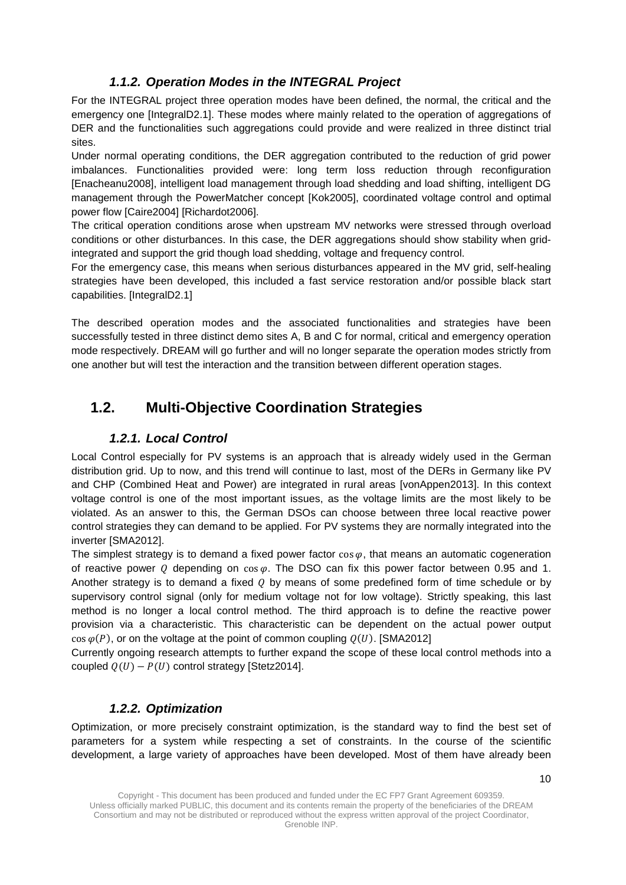### 1.1.2. Operation Modes in the INTEGRAL Project

For the INTEGRAL project three operation modes have been defined, the normal, the critical and the emergency one [IntegralD2.1]. These modes where mainly related to the operation of aggregations of DER and the functionalities such aggregations could provide and were realized in three distinct trial sites.

Under normal operating conditions, the DER aggregation contributed to the reduction of grid power imbalances. Functionalities provided were: long term loss reduction through reconfiguration [Enacheanu2008], intelligent load management through load shedding and load shifting, intelligent DG management through the PowerMatcher concept [Kok2005], coordinated voltage control and optimal power flow [Caire2004] [Richardot2006].

The critical operation conditions arose when upstream MV networks were stressed through overload conditions or other disturbances. In this case, the DER aggregations should show stability when grid-integrated and support the grid though load shedding, voltage and frequency control.

For the emergency case, this means when serious disturbances appeared in the MV grid, self-healing strategies have been developed, this included a fast service restoration and/or possible black start capabilities. [IntegralD2.1]

The described operation modes and the associated functionalities and strategies have been successfully tested in three distinct demo sites A, B and C for normal, critical and emergency operation mode respectively. DREAM will go further and will no longer separate the operation modes strictly from one another but will test the interaction and the transition between different operation stages.

## 1.2. Multi-Objective Coordination Strategies

### 1.2.1. Local Control

Local Control especially for PV systems is an approach that is already widely used in the German distribution grid. Up to now, and this trend will continue to last, most of the DERs in Germany like PV and CHP (Combined Heat and Power) are integrated in rural areas [vonAppen2013]. In this context voltage control is one of the most important issues, as the voltage limits are the most likely to be violated. As an answer to this, the German DSOs can choose between three local reactive power control strategies they can demand to be applied. For PV systems they are normally integrated into the inverter [SMA2012].

The simplest strategy is to demand a fixed power factor $\cos\varphi$, that means an automatic cogeneration of reactive power $Q$ depending on $\cos\varphi$. The DSO can fix this power factor between 0.95 and 1. Another strategy is to demand a fixed $Q$ by means of some predefined form of time schedule or by supervisory control signal (only for medium voltage not for low voltage). Strictly speaking, this last method is no longer a local control method. The third approach is to define the reactive power provision via a characteristic. This characteristic can be dependent on the actual power output $\cos\varphi(P)$, or on the voltage at the point of common coupling $Q(U)$. [SMA2012]

Currently ongoing research attempts to further expand the scope of these local control methods into a coupled $Q(U) - P(U)$ control strategy [Stetz2014].

### 1.2.2. Optimization

Optimization, or more precisely constraint optimization, is the standard way to find the best set of parameters for a system while respecting a set of constraints. In the course of the scientific development, a large variety of approaches have been developed. Most of them have already been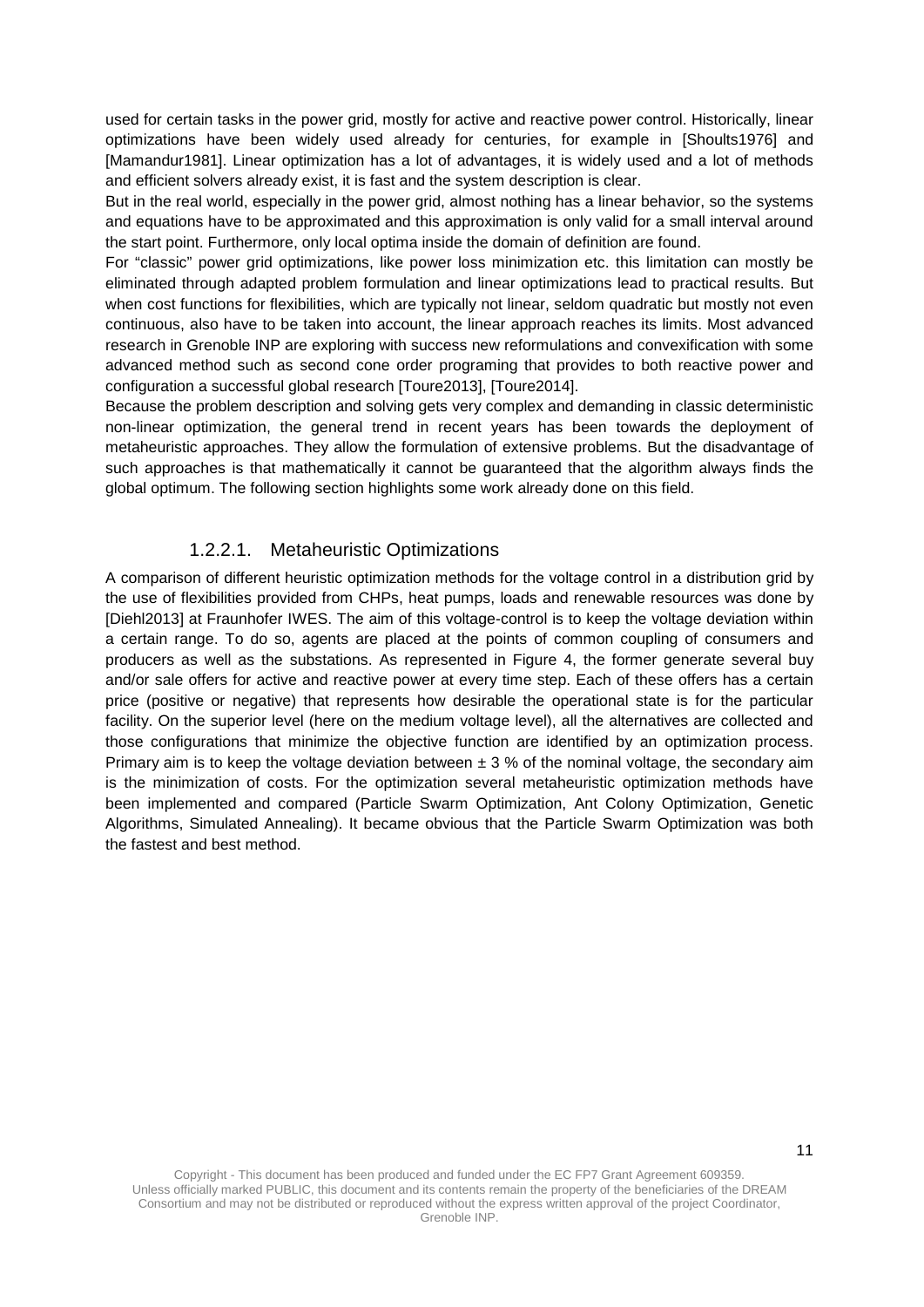used for certain tasks in the power grid, mostly for active and reactive power control. Historically, linear optimizations have been widely used already for centuries, for example in [Shoults1976] and [Mamandur1981]. Linear optimization has a lot of advantages, it is widely used and a lot of methods and efficient solvers already exist, it is fast and the system description is clear.

But in the real world, especially in the power grid, almost nothing has a linear behavior, so the systems and equations have to be approximated and this approximation is only valid for a small interval around the start point. Furthermore, only local optima inside the domain of definition are found.

For "classic" power grid optimizations, like power loss minimization etc. this limitation can mostly be eliminated through adapted problem formulation and linear optimizations lead to practical results. But when cost functions for flexibilities, which are typically not linear, seldom quadratic but mostly not even continuous, also have to be taken into account, the linear approach reaches its limits. Most advanced research in Grenoble INP are exploring with success new reformulations and convexification with some advanced method such as second cone order programing that provides to both reactive power and configuration a successful global research [Toure2013], [Toure2014].

Because the problem description and solving gets very complex and demanding in classic deterministic non-linear optimization, the general trend in recent years has been towards the deployment of metaheuristic approaches. They allow the formulation of extensive problems. But the disadvantage of such approaches is that mathematically it cannot be guaranteed that the algorithm always finds the global optimum. The following section highlights some work already done on this field.

#### 1.2.2.1. Metaheuristic Optimizations

A comparison of different heuristic optimization methods for the voltage control in a distribution grid by the use of flexibilities provided from CHPs, heat pumps, loads and renewable resources was done by [Diehl2013] at Fraunhofer IWES. The aim of this voltage-control is to keep the voltage deviation within a certain range. To do so, agents are placed at the points of common coupling of consumers and producers as well as the substations. As represented in Figure 4, the former generate several buy and/or sale offers for active and reactive power at every time step. Each of these offers has a certain price (positive or negative) that represents how desirable the operational state is for the particular facility. On the superior level (here on the medium voltage level), all the alternatives are collected and those configurations that minimize the objective function are identified by an optimization process. Primary aim is to keep the voltage deviation between $\pm$ 3 % of the nominal voltage, the secondary aim is the minimization of costs. For the optimization several metaheuristic optimization methods have been implemented and compared (Particle Swarm Optimization, Ant Colony Optimization, Genetic Algorithms, Simulated Annealing). It became obvious that the Particle Swarm Optimization was both the fastest and best method.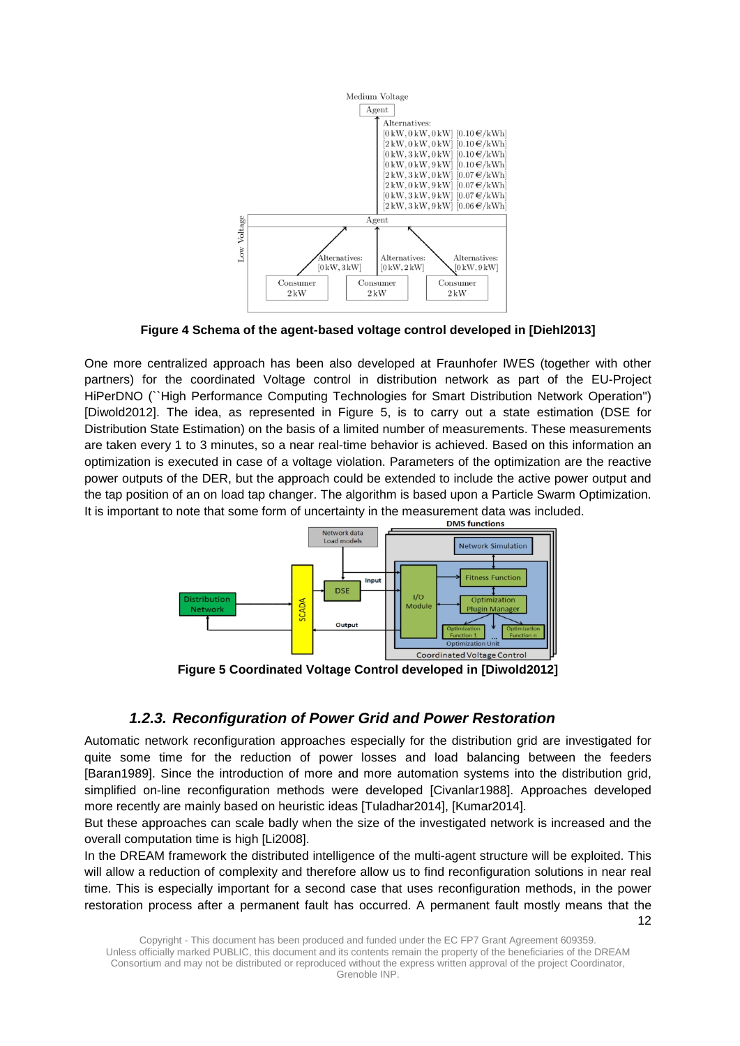**Figure 4 Schema of the agent-based voltage control developed in [Diehl2013]**

One more centralized approach has been also developed at Fraunhofer IWES (together with other partners) for the coordinated Voltage control in distribution network as part of the EU-Project HiPerDNO (``High Performance Computing Technologies for Smart Distribution Network Operation'') [Diwold2012]. The idea, as represented in Figure 5, is to carry out a state estimation (DSE for Distribution State Estimation) on the basis of a limited number of measurements. These measurements are taken every 1 to 3 minutes, so a near real-time behavior is achieved. Based on this information an optimization is executed in case of a voltage violation. Parameters of the optimization are the reactive power outputs of the DER, but the approach could be extended to include the active power output and the tap position of an on load tap changer. The algorithm is based upon a Particle Swarm Optimization. It is important to note that some form of uncertainty in the measurement data was included.

**Figure 5 Coordinated Voltage Control developed in [Diwold2012]**

### *1.2.3. Reconfiguration of Power Grid and Power Restoration*

Automatic network reconfiguration approaches especially for the distribution grid are investigated for quite some time for the reduction of power losses and load balancing between the feeders [Baran1989]. Since the introduction of more and more automation systems into the distribution grid, simplified on-line reconfiguration methods were developed [Civanlar1988]. Approaches developed more recently are mainly based on heuristic ideas [Tuladhar2014], [Kumar2014].

But these approaches can scale badly when the size of the investigated network is increased and the overall computation time is high [Li2008].

In the DREAM framework the distributed intelligence of the multi-agent structure will be exploited. This will allow a reduction of complexity and therefore allow us to find reconfiguration solutions in near real time. This is especially important for a second case that uses reconfiguration methods, in the power restoration process after a permanent fault has occurred. A permanent fault mostly means that the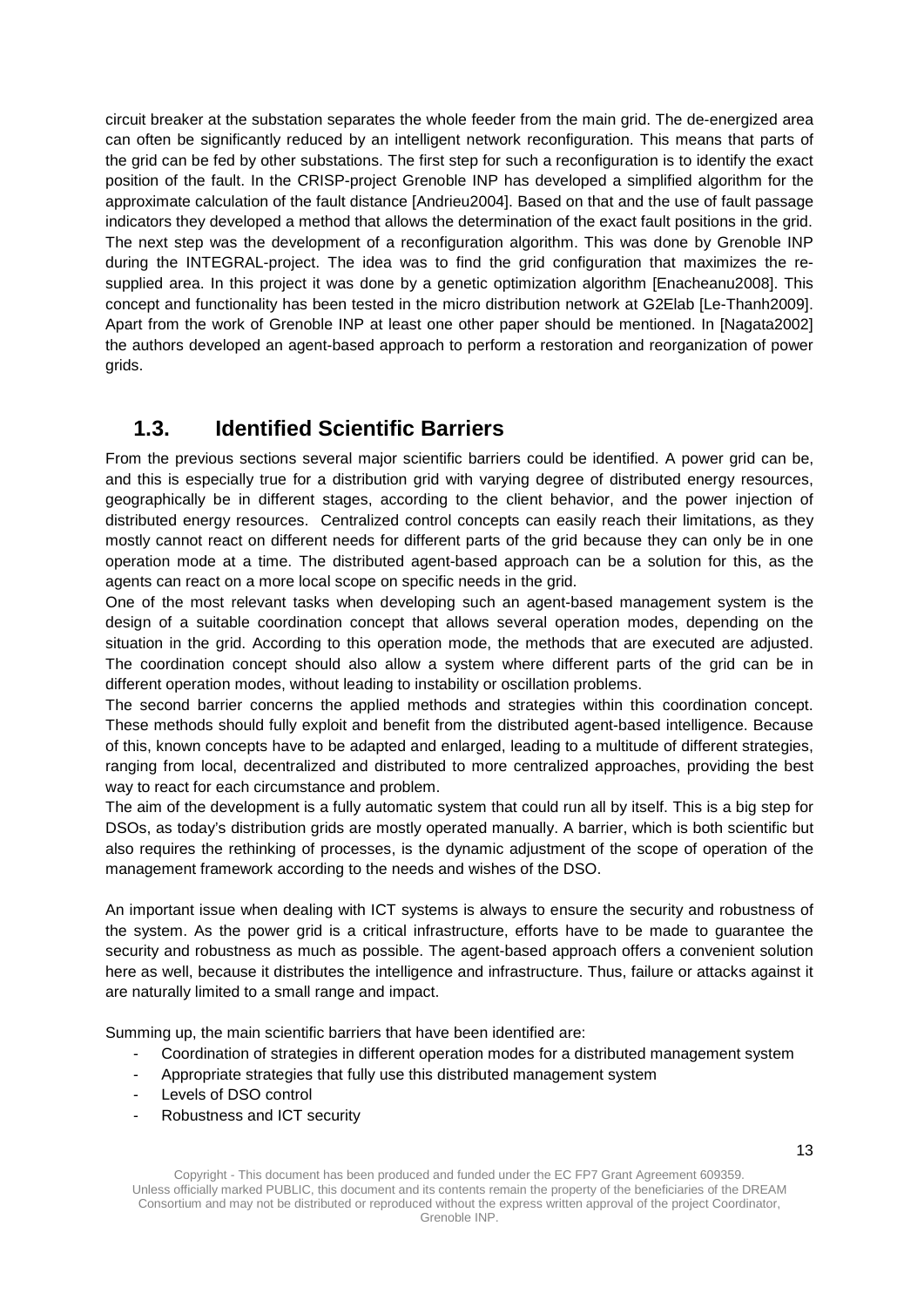circuit breaker at the substation separates the whole feeder from the main grid. The de-energized area can often be significantly reduced by an intelligent network reconfiguration. This means that parts of the grid can be fed by other substations. The first step for such a reconfiguration is to identify the exact position of the fault. In the CRISP-project Grenoble INP has developed a simplified algorithm for the approximate calculation of the fault distance [Andrieu2004]. Based on that and the use of fault passage indicators they developed a method that allows the determination of the exact fault positions in the grid. The next step was the development of a reconfiguration algorithm. This was done by Grenoble INP during the INTEGRAL-project. The idea was to find the grid configuration that maximizes the re-supplied area. In this project it was done by a genetic optimization algorithm [Enacheanu2008]. This concept and functionality has been tested in the micro distribution network at G2Elab [Le-Thanh2009]. Apart from the work of Grenoble INP at least one other paper should be mentioned. In [Nagata2002] the authors developed an agent-based approach to perform a restoration and reorganization of power grids.

## 1.3. Identified Scientific Barriers

From the previous sections several major scientific barriers could be identified. A power grid can be, and this is especially true for a distribution grid with varying degree of distributed energy resources, geographically be in different stages, according to the client behavior, and the power injection of distributed energy resources. Centralized control concepts can easily reach their limitations, as they mostly cannot react on different needs for different parts of the grid because they can only be in one operation mode at a time. The distributed agent-based approach can be a solution for this, as the agents can react on a more local scope on specific needs in the grid.

One of the most relevant tasks when developing such an agent-based management system is the design of a suitable coordination concept that allows several operation modes, depending on the situation in the grid. According to this operation mode, the methods that are executed are adjusted. The coordination concept should also allow a system where different parts of the grid can be in different operation modes, without leading to instability or oscillation problems.

The second barrier concerns the applied methods and strategies within this coordination concept. These methods should fully exploit and benefit from the distributed agent-based intelligence. Because of this, known concepts have to be adapted and enlarged, leading to a multitude of different strategies, ranging from local, decentralized and distributed to more centralized approaches, providing the best way to react for each circumstance and problem.

The aim of the development is a fully automatic system that could run all by itself. This is a big step for DSOs, as today's distribution grids are mostly operated manually. A barrier, which is both scientific but also requires the rethinking of processes, is the dynamic adjustment of the scope of operation of the management framework according to the needs and wishes of the DSO.

An important issue when dealing with ICT systems is always to ensure the security and robustness of the system. As the power grid is a critical infrastructure, efforts have to be made to guarantee the security and robustness as much as possible. The agent-based approach offers a convenient solution here as well, because it distributes the intelligence and infrastructure. Thus, failure or attacks against it are naturally limited to a small range and impact.

Summing up, the main scientific barriers that have been identified are:

- Coordination of strategies in different operation modes for a distributed management system
- Appropriate strategies that fully use this distributed management system
- Levels of DSO control
- Robustness and ICT security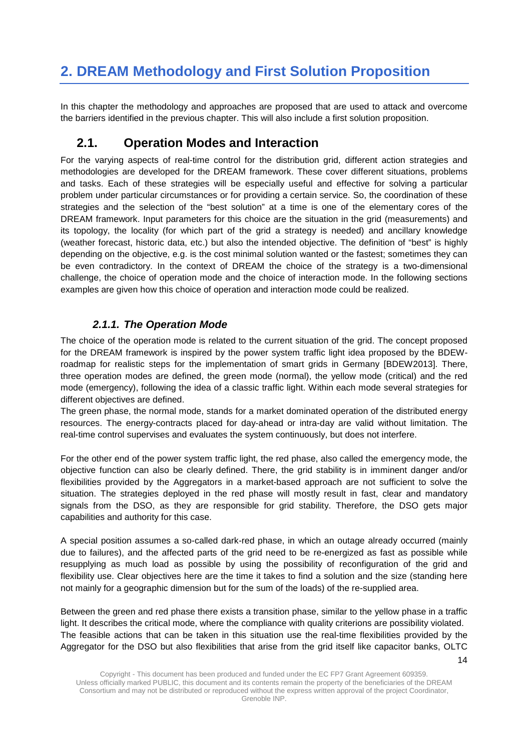# 2. DREAM Methodology and First Solution Proposition

In this chapter the methodology and approaches are proposed that are used to attack and overcome the barriers identified in the previous chapter. This will also include a first solution proposition.

## 2.1. Operation Modes and Interaction

For the varying aspects of real-time control for the distribution grid, different action strategies and methodologies are developed for the DREAM framework. These cover different situations, problems and tasks. Each of these strategies will be especially useful and effective for solving a particular problem under particular circumstances or for providing a certain service. So, the coordination of these strategies and the selection of the "best solution" at a time is one of the elementary cores of the DREAM framework. Input parameters for this choice are the situation in the grid (measurements) and its topology, the locality (for which part of the grid a strategy is needed) and ancillary knowledge (weather forecast, historic data, etc.) but also the intended objective. The definition of "best" is highly depending on the objective, e.g. is the cost minimal solution wanted or the fastest; sometimes they can be even contradictory. In the context of DREAM the choice of the strategy is a two-dimensional challenge, the choice of operation mode and the choice of interaction mode. In the following sections examples are given how this choice of operation and interaction mode could be realized.

### *2.1.1. The Operation Mode*

The choice of the operation mode is related to the current situation of the grid. The concept proposed for the DREAM framework is inspired by the power system traffic light idea proposed by the BDEW-roadmap for realistic steps for the implementation of smart grids in Germany [BDEW2013]. There, three operation modes are defined, the green mode (normal), the yellow mode (critical) and the red mode (emergency), following the idea of a classic traffic light. Within each mode several strategies for different objectives are defined.

The green phase, the normal mode, stands for a market dominated operation of the distributed energy resources. The energy-contracts placed for day-ahead or intra-day are valid without limitation. The real-time control supervises and evaluates the system continuously, but does not interfere.

For the other end of the power system traffic light, the red phase, also called the emergency mode, the objective function can also be clearly defined. There, the grid stability is in imminent danger and/or flexibilities provided by the Aggregators in a market-based approach are not sufficient to solve the situation. The strategies deployed in the red phase will mostly result in fast, clear and mandatory signals from the DSO, as they are responsible for grid stability. Therefore, the DSO gets major capabilities and authority for this case.

A special position assumes a so-called dark-red phase, in which an outage already occurred (mainly due to failures), and the affected parts of the grid need to be re-energized as fast as possible while resupplying as much load as possible by using the possibility of reconfiguration of the grid and flexibility use. Clear objectives here are the time it takes to find a solution and the size (standing here not mainly for a geographic dimension but for the sum of the loads) of the re-supplied area.

Between the green and red phase there exists a transition phase, similar to the yellow phase in a traffic light. It describes the critical mode, where the compliance with quality criterions are possibility violated. The feasible actions that can be taken in this situation use the real-time flexibilities provided by the Aggregator for the DSO but also flexibilities that arise from the grid itself like capacitor banks, OLTC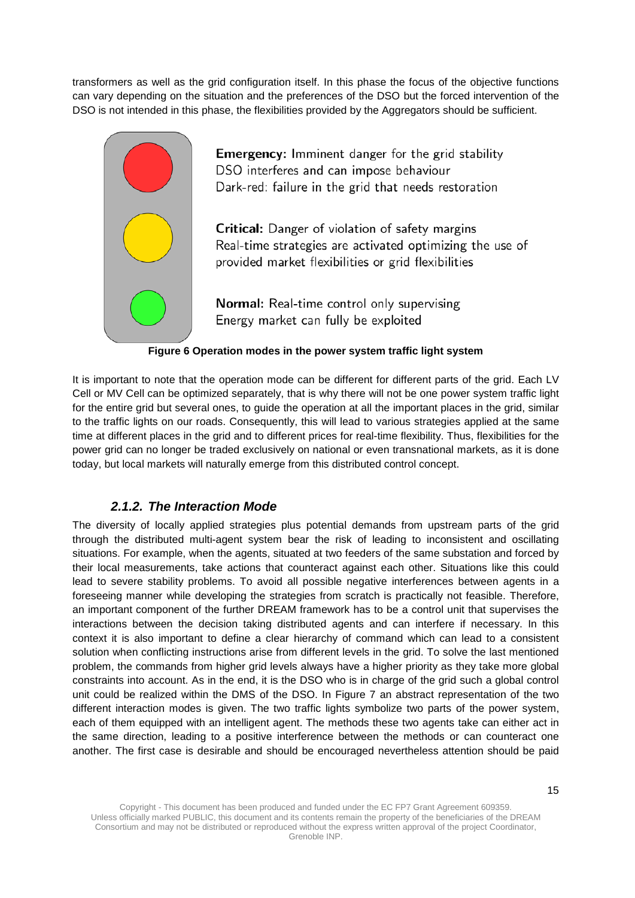transformers as well as the grid configuration itself. In this phase the focus of the objective functions can vary depending on the situation and the preferences of the DSO but the forced intervention of the DSO is not intended in this phase, the flexibilities provided by the Aggregators should be sufficient.

**Emergency:** Imminent danger for the grid stability
DSO interferes and can impose behaviour
Dark-red: failure in the grid that needs restoration

**Critical:** Danger of violation of safety margins
Real-time strategies are activated optimizing the use of provided market flexibilities or grid flexibilities

**Normal:** Real-time control only supervising
Energy market can fully be exploited

**Figure 6 Operation modes in the power system traffic light system**

It is important to note that the operation mode can be different for different parts of the grid. Each LV Cell or MV Cell can be optimized separately, that is why there will not be one power system traffic light for the entire grid but several ones, to guide the operation at all the important places in the grid, similar to the traffic lights on our roads. Consequently, this will lead to various strategies applied at the same time at different places in the grid and to different prices for real-time flexibility. Thus, flexibilities for the power grid can no longer be traded exclusively on national or even transnational markets, as it is done today, but local markets will naturally emerge from this distributed control concept.

### *2.1.2. The Interaction Mode*

The diversity of locally applied strategies plus potential demands from upstream parts of the grid through the distributed multi-agent system bear the risk of leading to inconsistent and oscillating situations. For example, when the agents, situated at two feeders of the same substation and forced by their local measurements, take actions that counteract against each other. Situations like this could lead to severe stability problems. To avoid all possible negative interferences between agents in a foreseeing manner while developing the strategies from scratch is practically not feasible. Therefore, an important component of the further DREAM framework has to be a control unit that supervises the interactions between the decision taking distributed agents and can interfere if necessary. In this context it is also important to define a clear hierarchy of command which can lead to a consistent solution when conflicting instructions arise from different levels in the grid. To solve the last mentioned problem, the commands from higher grid levels always have a higher priority as they take more global constraints into account. As in the end, it is the DSO who is in charge of the grid such a global control unit could be realized within the DMS of the DSO. In Figure 7 an abstract representation of the two different interaction modes is given. The two traffic lights symbolize two parts of the power system, each of them equipped with an intelligent agent. The methods these two agents take can either act in the same direction, leading to a positive interference between the methods or can counteract one another. The first case is desirable and should be encouraged nevertheless attention should be paid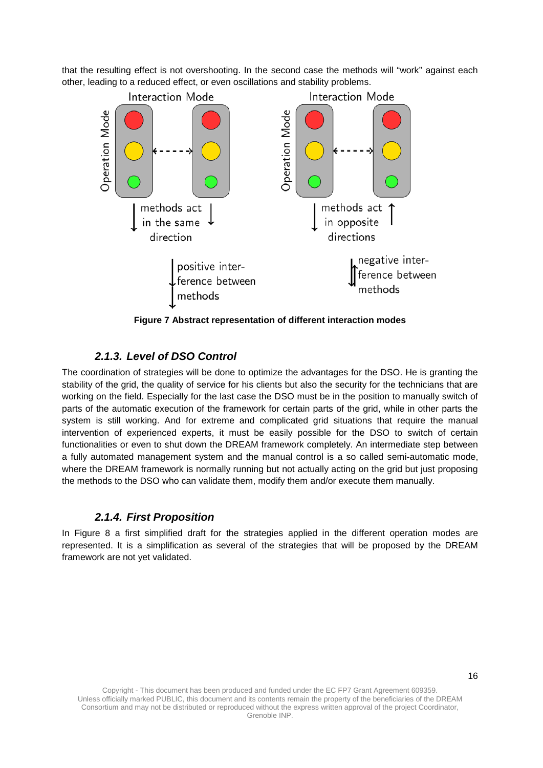that the resulting effect is not overshooting. In the second case the methods will "work" against each other, leading to a reduced effect, or even oscillations and stability problems.

**Figure 7 Abstract representation of different interaction modes**

### *2.1.3. Level of DSO Control*

The coordination of strategies will be done to optimize the advantages for the DSO. He is granting the stability of the grid, the quality of service for his clients but also the security for the technicians that are working on the field. Especially for the last case the DSO must be in the position to manually switch of parts of the automatic execution of the framework for certain parts of the grid, while in other parts the system is still working. And for extreme and complicated grid situations that require the manual intervention of experienced experts, it must be easily possible for the DSO to switch of certain functionalities or even to shut down the DREAM framework completely. An intermediate step between a fully automated management system and the manual control is a so called semi-automatic mode, where the DREAM framework is normally running but not actually acting on the grid but just proposing the methods to the DSO who can validate them, modify them and/or execute them manually.

### *2.1.4. First Proposition*

In Figure 8 a first simplified draft for the strategies applied in the different operation modes are represented. It is a simplification as several of the strategies that will be proposed by the DREAM framework are not yet validated.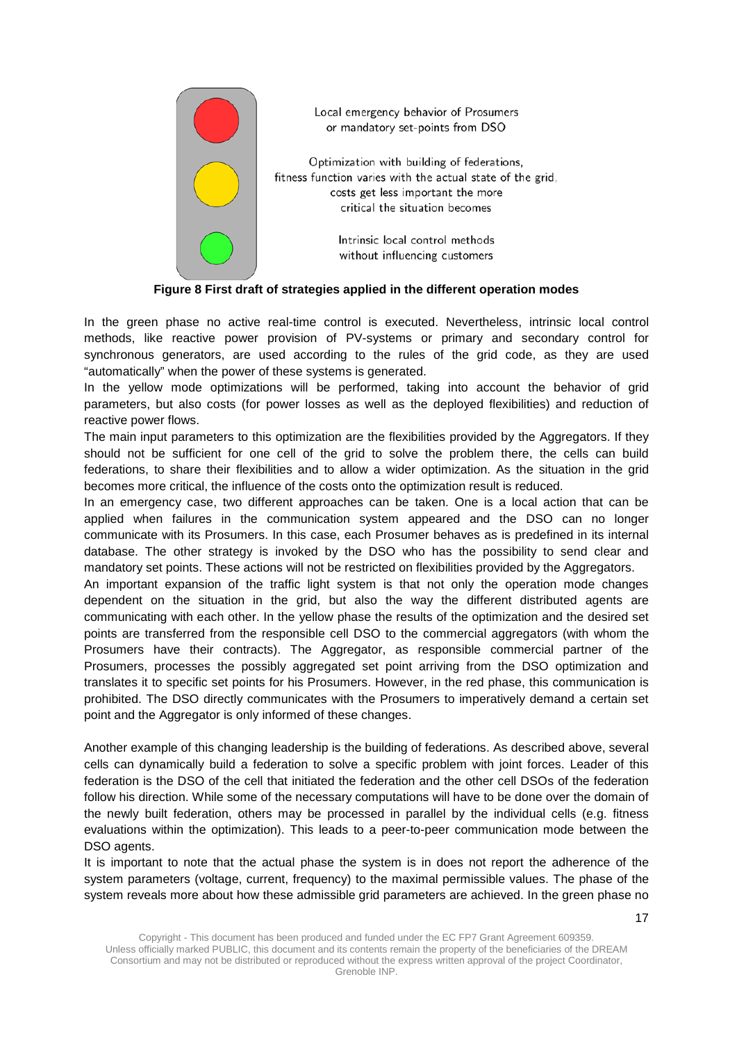Local emergency behavior of Prosumers or mandatory set-points from DSO

Optimization with building of federations, fitness function varies with the actual state of the grid, costs get less important the more critical the situation becomes

Intrinsic local control methods without influencing customers

**Figure 8 First draft of strategies applied in the different operation modes**

In the green phase no active real-time control is executed. Nevertheless, intrinsic local control methods, like reactive power provision of PV-systems or primary and secondary control for synchronous generators, are used according to the rules of the grid code, as they are used "automatically" when the power of these systems is generated.

In the yellow mode optimizations will be performed, taking into account the behavior of grid parameters, but also costs (for power losses as well as the deployed flexibilities) and reduction of reactive power flows.

The main input parameters to this optimization are the flexibilities provided by the Aggregators. If they should not be sufficient for one cell of the grid to solve the problem there, the cells can build federations, to share their flexibilities and to allow a wider optimization. As the situation in the grid becomes more critical, the influence of the costs onto the optimization result is reduced.

In an emergency case, two different approaches can be taken. One is a local action that can be applied when failures in the communication system appeared and the DSO can no longer communicate with its Prosumers. In this case, each Prosumer behaves as is predefined in its internal database. The other strategy is invoked by the DSO who has the possibility to send clear and mandatory set points. These actions will not be restricted on flexibilities provided by the Aggregators.

An important expansion of the traffic light system is that not only the operation mode changes dependent on the situation in the grid, but also the way the different distributed agents are communicating with each other. In the yellow phase the results of the optimization and the desired set points are transferred from the responsible cell DSO to the commercial aggregators (with whom the Prosumers have their contracts). The Aggregator, as responsible commercial partner of the Prosumers, processes the possibly aggregated set point arriving from the DSO optimization and translates it to specific set points for his Prosumers. However, in the red phase, this communication is prohibited. The DSO directly communicates with the Prosumers to imperatively demand a certain set point and the Aggregator is only informed of these changes.

Another example of this changing leadership is the building of federations. As described above, several cells can dynamically build a federation to solve a specific problem with joint forces. Leader of this federation is the DSO of the cell that initiated the federation and the other cell DSOs of the federation follow his direction. While some of the necessary computations will have to be done over the domain of the newly built federation, others may be processed in parallel by the individual cells (e.g. fitness evaluations within the optimization). This leads to a peer-to-peer communication mode between the DSO agents.

It is important to note that the actual phase the system is in does not report the adherence of the system parameters (voltage, current, frequency) to the maximal permissible values. The phase of the system reveals more about how these admissible grid parameters are achieved. In the green phase no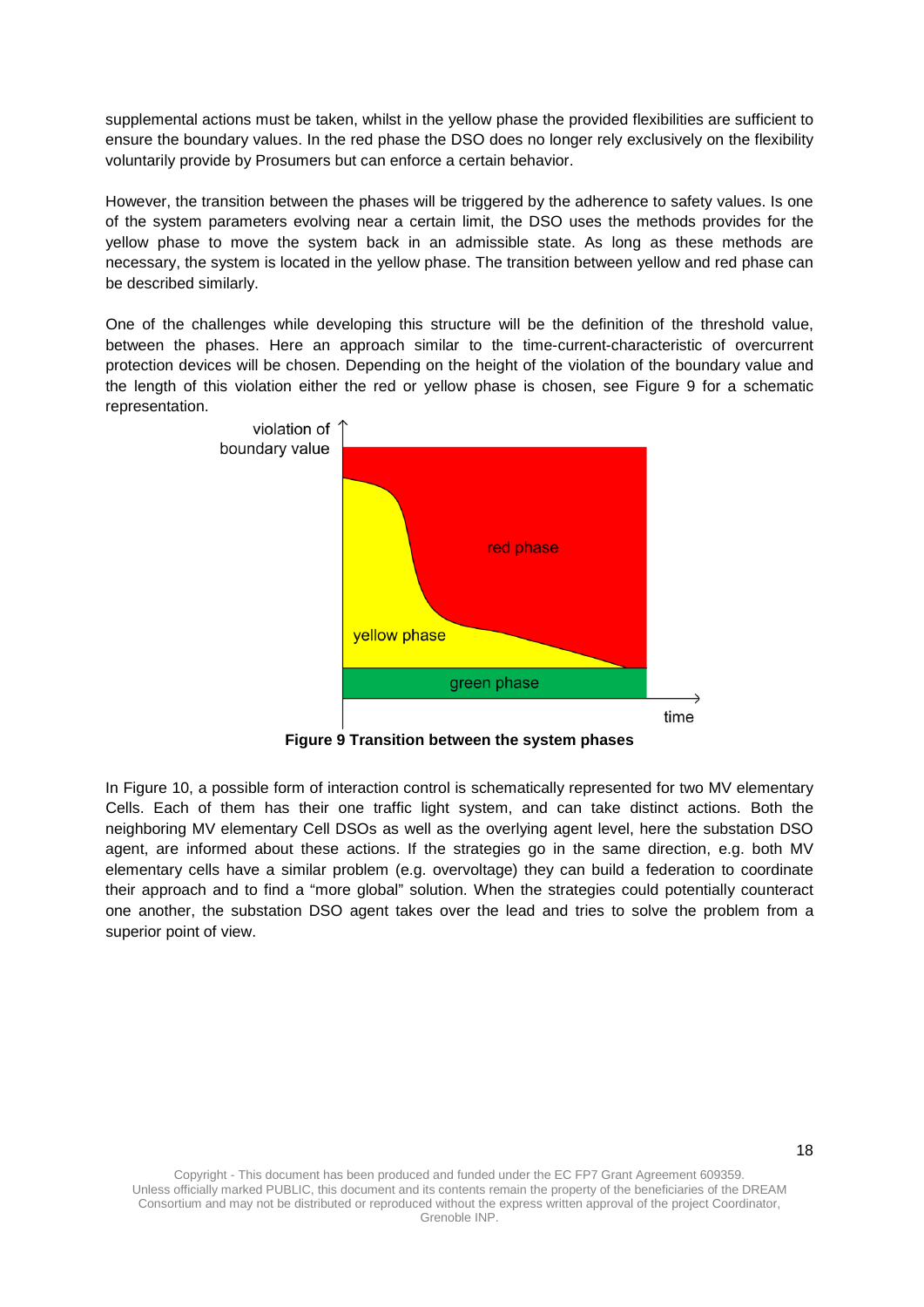supplemental actions must be taken, whilst in the yellow phase the provided flexibilities are sufficient to ensure the boundary values. In the red phase the DSO does no longer rely exclusively on the flexibility voluntarily provide by Prosumers but can enforce a certain behavior.

However, the transition between the phases will be triggered by the adherence to safety values. Is one of the system parameters evolving near a certain limit, the DSO uses the methods provides for the yellow phase to move the system back in an admissible state. As long as these methods are necessary, the system is located in the yellow phase. The transition between yellow and red phase can be described similarly.

One of the challenges while developing this structure will be the definition of the threshold value, between the phases. Here an approach similar to the time-current-characteristic of overcurrent protection devices will be chosen. Depending on the height of the violation of the boundary value and the length of this violation either the red or yellow phase is chosen, see Figure 9 for a schematic representation.

**Figure 9 Transition between the system phases**

In Figure 10, a possible form of interaction control is schematically represented for two MV elementary Cells. Each of them has their one traffic light system, and can take distinct actions. Both the neighboring MV elementary Cell DSOs as well as the overlying agent level, here the substation DSO agent, are informed about these actions. If the strategies go in the same direction, e.g. both MV elementary cells have a similar problem (e.g. overvoltage) they can build a federation to coordinate their approach and to find a "more global" solution. When the strategies could potentially counteract one another, the substation DSO agent takes over the lead and tries to solve the problem from a superior point of view.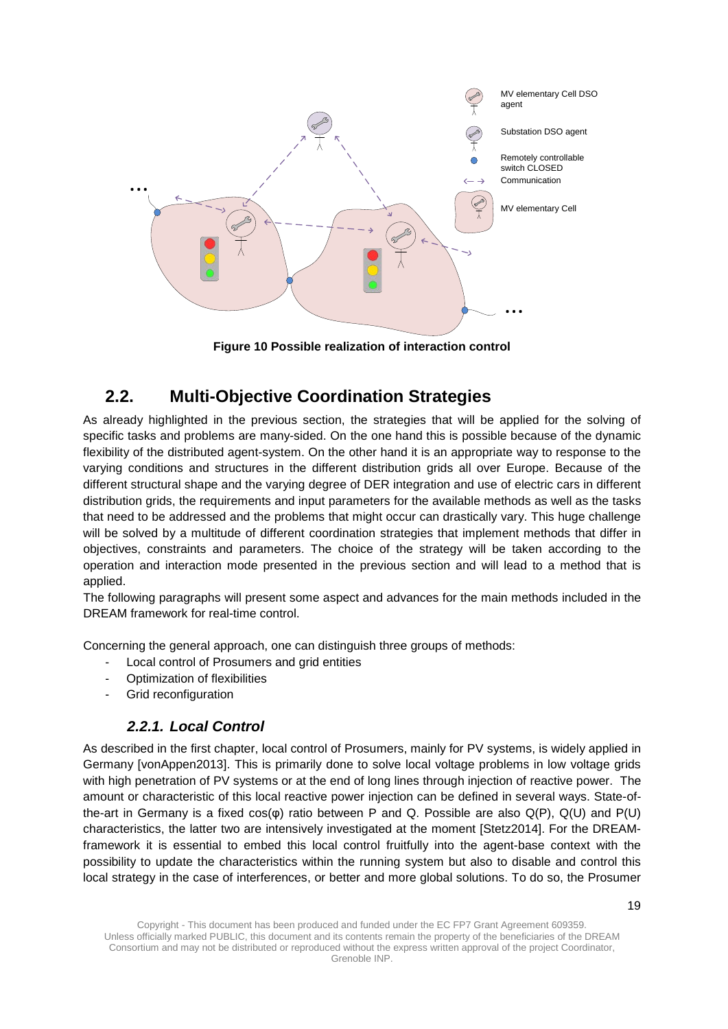Figure 10 Possible realization of interaction control

## 2.2. Multi-Objective Coordination Strategies

As already highlighted in the previous section, the strategies that will be applied for the solving of specific tasks and problems are many-sided. On the one hand this is possible because of the dynamic flexibility of the distributed agent-system. On the other hand it is an appropriate way to response to the varying conditions and structures in the different distribution grids all over Europe. Because of the different structural shape and the varying degree of DER integration and use of electric cars in different distribution grids, the requirements and input parameters for the available methods as well as the tasks that need to be addressed and the problems that might occur can drastically vary. This huge challenge will be solved by a multitude of different coordination strategies that implement methods that differ in objectives, constraints and parameters. The choice of the strategy will be taken according to the operation and interaction mode presented in the previous section and will lead to a method that is applied.

The following paragraphs will present some aspect and advances for the main methods included in the DREAM framework for real-time control.

Concerning the general approach, one can distinguish three groups of methods:

- Local control of Prosumers and grid entities
- Optimization of flexibilities
- Grid reconfiguration

### *2.2.1. Local Control*

As described in the first chapter, local control of Prosumers, mainly for PV systems, is widely applied in Germany [vonAppen2013]. This is primarily done to solve local voltage problems in low voltage grids with high penetration of PV systems or at the end of long lines through injection of reactive power. The amount or characteristic of this local reactive power injection can be defined in several ways. State-of-the-art in Germany is a fixed cos(φ) ratio between P and Q. Possible are also Q(P), Q(U) and P(U) characteristics, the latter two are intensively investigated at the moment [Stetz2014]. For the DREAM-framework it is essential to embed this local control fruitfully into the agent-base context with the possibility to update the characteristics within the running system but also to disable and control this local strategy in the case of interferences, or better and more global solutions. To do so, the Prosumer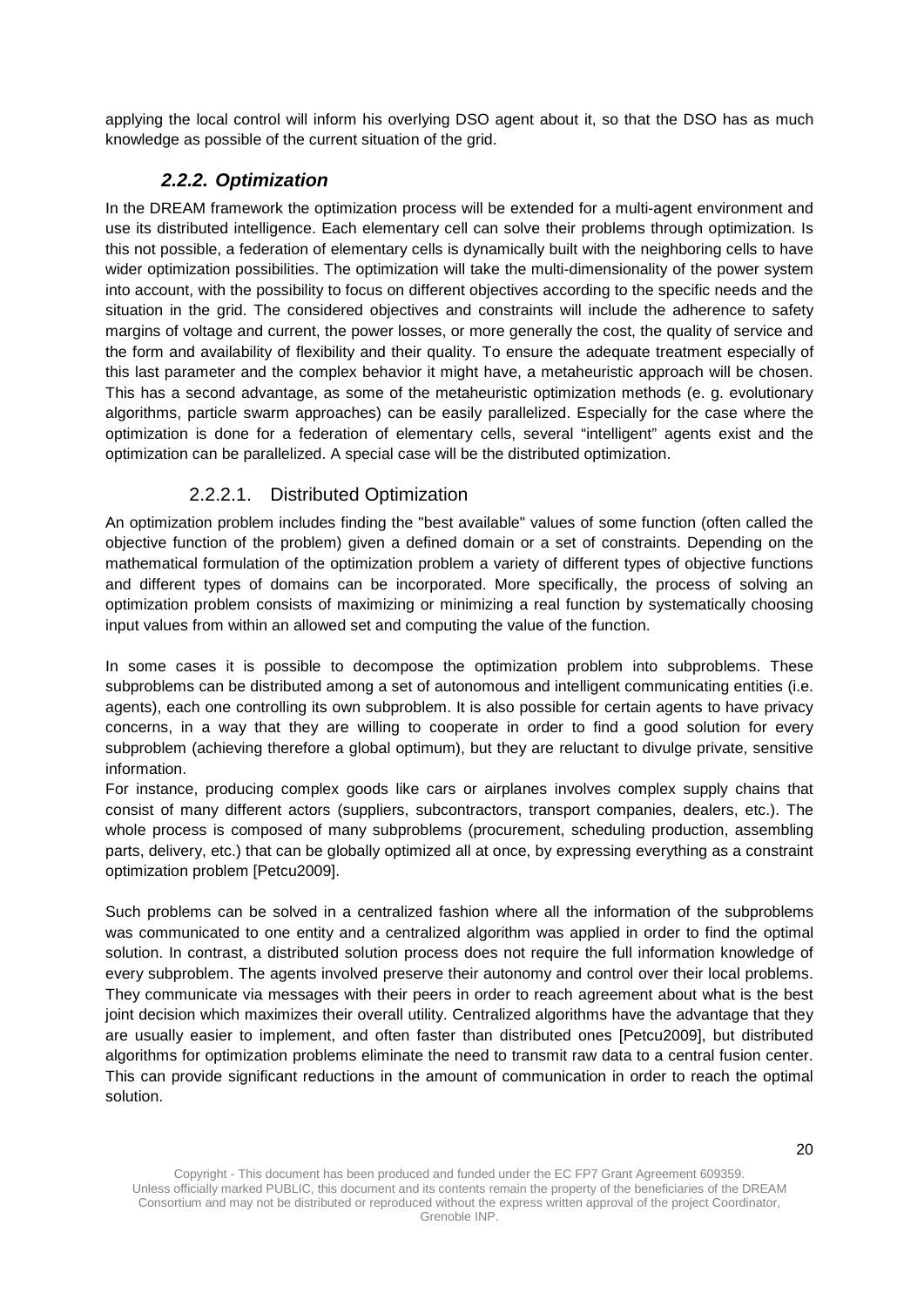applying the local control will inform his overlying DSO agent about it, so that the DSO has as much knowledge as possible of the current situation of the grid.

### *2.2.2. Optimization*

In the DREAM framework the optimization process will be extended for a multi-agent environment and use its distributed intelligence. Each elementary cell can solve their problems through optimization. Is this not possible, a federation of elementary cells is dynamically built with the neighboring cells to have wider optimization possibilities. The optimization will take the multi-dimensionality of the power system into account, with the possibility to focus on different objectives according to the specific needs and the situation in the grid. The considered objectives and constraints will include the adherence to safety margins of voltage and current, the power losses, or more generally the cost, the quality of service and the form and availability of flexibility and their quality. To ensure the adequate treatment especially of this last parameter and the complex behavior it might have, a metaheuristic approach will be chosen. This has a second advantage, as some of the metaheuristic optimization methods (e. g. evolutionary algorithms, particle swarm approaches) can be easily parallelized. Especially for the case where the optimization is done for a federation of elementary cells, several "intelligent" agents exist and the optimization can be parallelized. A special case will be the distributed optimization.

#### 2.2.2.1. Distributed Optimization

An optimization problem includes finding the "best available" values of some function (often called the objective function of the problem) given a defined domain or a set of constraints. Depending on the mathematical formulation of the optimization problem a variety of different types of objective functions and different types of domains can be incorporated. More specifically, the process of solving an optimization problem consists of maximizing or minimizing a real function by systematically choosing input values from within an allowed set and computing the value of the function.

In some cases it is possible to decompose the optimization problem into subproblems. These subproblems can be distributed among a set of autonomous and intelligent communicating entities (i.e. agents), each one controlling its own subproblem. It is also possible for certain agents to have privacy concerns, in a way that they are willing to cooperate in order to find a good solution for every subproblem (achieving therefore a global optimum), but they are reluctant to divulge private, sensitive information.

For instance, producing complex goods like cars or airplanes involves complex supply chains that consist of many different actors (suppliers, subcontractors, transport companies, dealers, etc.). The whole process is composed of many subproblems (procurement, scheduling production, assembling parts, delivery, etc.) that can be globally optimized all at once, by expressing everything as a constraint optimization problem [Petcu2009].

Such problems can be solved in a centralized fashion where all the information of the subproblems was communicated to one entity and a centralized algorithm was applied in order to find the optimal solution. In contrast, a distributed solution process does not require the full information knowledge of every subproblem. The agents involved preserve their autonomy and control over their local problems. They communicate via messages with their peers in order to reach agreement about what is the best joint decision which maximizes their overall utility. Centralized algorithms have the advantage that they are usually easier to implement, and often faster than distributed ones [Petcu2009], but distributed algorithms for optimization problems eliminate the need to transmit raw data to a central fusion center. This can provide significant reductions in the amount of communication in order to reach the optimal solution.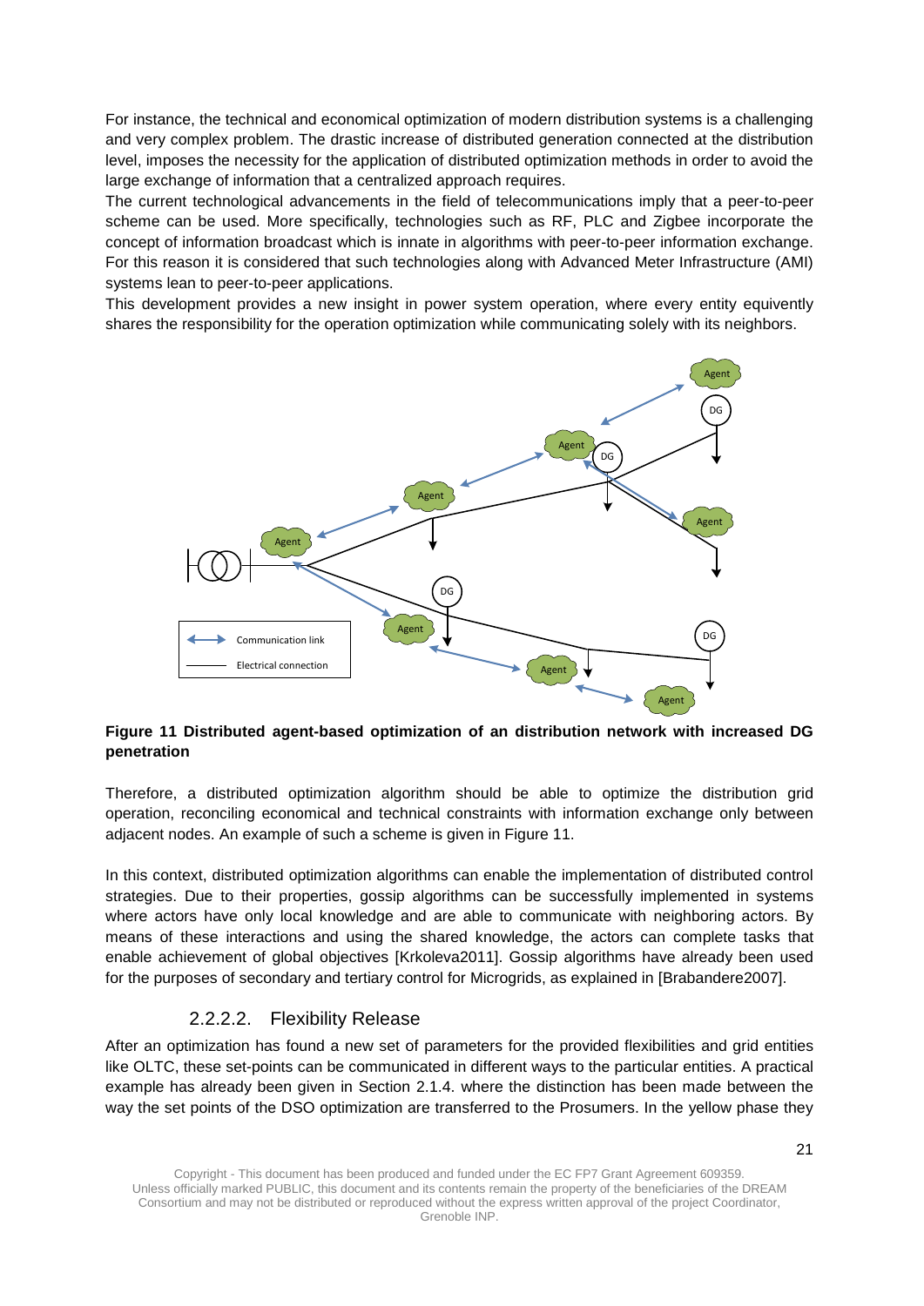For instance, the technical and economical optimization of modern distribution systems is a challenging and very complex problem. The drastic increase of distributed generation connected at the distribution level, imposes the necessity for the application of distributed optimization methods in order to avoid the large exchange of information that a centralized approach requires.

The current technological advancements in the field of telecommunications imply that a peer-to-peer scheme can be used. More specifically, technologies such as RF, PLC and Zigbee incorporate the concept of information broadcast which is innate in algorithms with peer-to-peer information exchange. For this reason it is considered that such technologies along with Advanced Meter Infrastructure (AMI) systems lean to peer-to-peer applications.

This development provides a new insight in power system operation, where every entity equivently shares the responsibility for the operation optimization while communicating solely with its neighbors.

**Figure 11 Distributed agent-based optimization of an distribution network with increased DG penetration**

Therefore, a distributed optimization algorithm should be able to optimize the distribution grid operation, reconciling economical and technical constraints with information exchange only between adjacent nodes. An example of such a scheme is given in Figure 11.

In this context, distributed optimization algorithms can enable the implementation of distributed control strategies. Due to their properties, gossip algorithms can be successfully implemented in systems where actors have only local knowledge and are able to communicate with neighboring actors. By means of these interactions and using the shared knowledge, the actors can complete tasks that enable achievement of global objectives [Krkoleva2011]. Gossip algorithms have already been used for the purposes of secondary and tertiary control for Microgrids, as explained in [Brabandere2007].

### 2.2.2.2. Flexibility Release

After an optimization has found a new set of parameters for the provided flexibilities and grid entities like OLTC, these set-points can be communicated in different ways to the particular entities. A practical example has already been given in Section 2.1.4. where the distinction has been made between the way the set points of the DSO optimization are transferred to the Prosumers. In the yellow phase they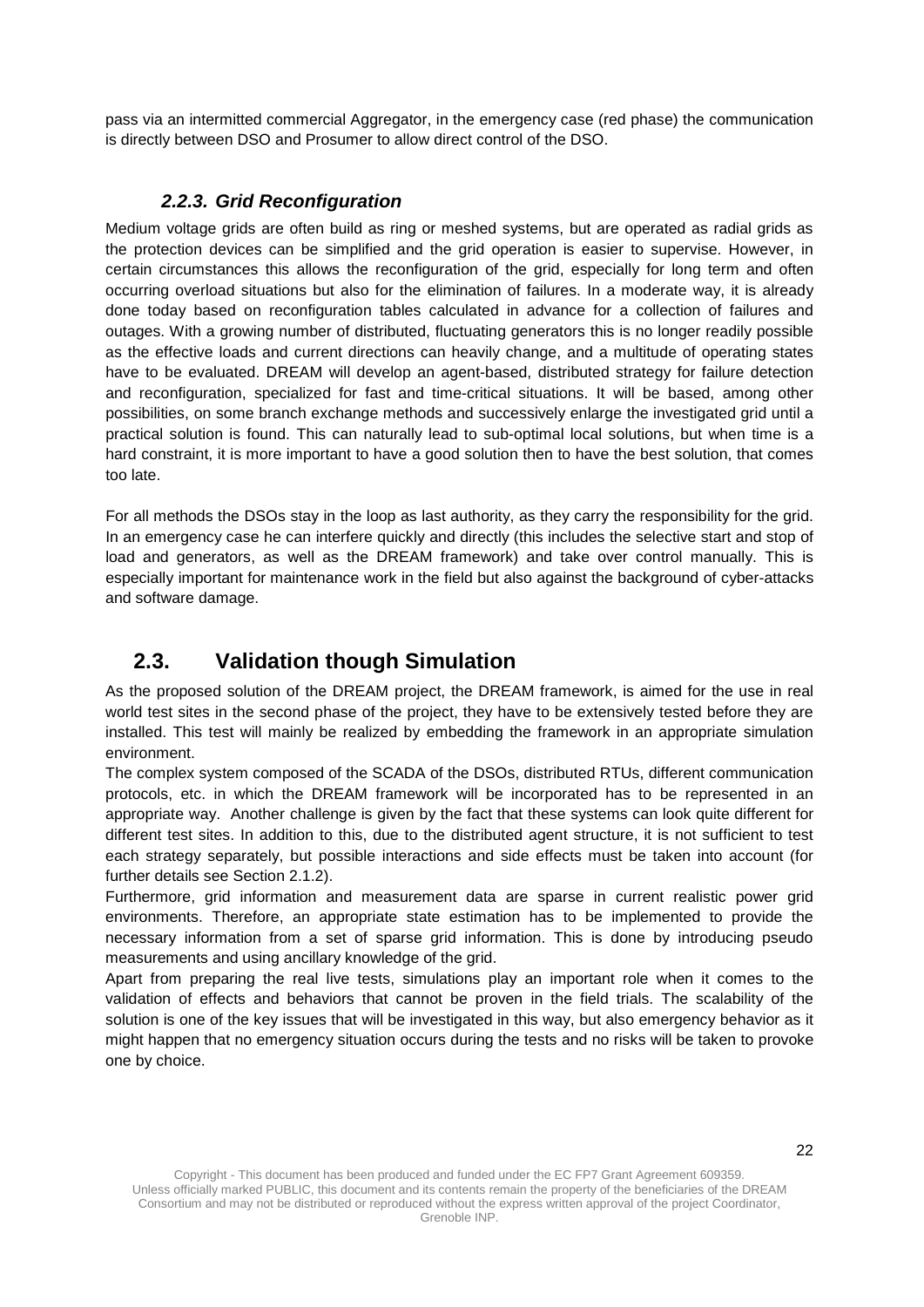pass via an intermitted commercial Aggregator, in the emergency case (red phase) the communication is directly between DSO and Prosumer to allow direct control of the DSO.

### *2.2.3. Grid Reconfiguration*

Medium voltage grids are often build as ring or meshed systems, but are operated as radial grids as the protection devices can be simplified and the grid operation is easier to supervise. However, in certain circumstances this allows the reconfiguration of the grid, especially for long term and often occurring overload situations but also for the elimination of failures. In a moderate way, it is already done today based on reconfiguration tables calculated in advance for a collection of failures and outages. With a growing number of distributed, fluctuating generators this is no longer readily possible as the effective loads and current directions can heavily change, and a multitude of operating states have to be evaluated. DREAM will develop an agent-based, distributed strategy for failure detection and reconfiguration, specialized for fast and time-critical situations. It will be based, among other possibilities, on some branch exchange methods and successively enlarge the investigated grid until a practical solution is found. This can naturally lead to sub-optimal local solutions, but when time is a hard constraint, it is more important to have a good solution then to have the best solution, that comes too late.

For all methods the DSOs stay in the loop as last authority, as they carry the responsibility for the grid. In an emergency case he can interfere quickly and directly (this includes the selective start and stop of load and generators, as well as the DREAM framework) and take over control manually. This is especially important for maintenance work in the field but also against the background of cyber-attacks and software damage.

## 2.3. Validation though Simulation

As the proposed solution of the DREAM project, the DREAM framework, is aimed for the use in real world test sites in the second phase of the project, they have to be extensively tested before they are installed. This test will mainly be realized by embedding the framework in an appropriate simulation environment.

The complex system composed of the SCADA of the DSOs, distributed RTUs, different communication protocols, etc. in which the DREAM framework will be incorporated has to be represented in an appropriate way. Another challenge is given by the fact that these systems can look quite different for different test sites. In addition to this, due to the distributed agent structure, it is not sufficient to test each strategy separately, but possible interactions and side effects must be taken into account (for further details see Section 2.1.2).

Furthermore, grid information and measurement data are sparse in current realistic power grid environments. Therefore, an appropriate state estimation has to be implemented to provide the necessary information from a set of sparse grid information. This is done by introducing pseudo measurements and using ancillary knowledge of the grid.

Apart from preparing the real live tests, simulations play an important role when it comes to the validation of effects and behaviors that cannot be proven in the field trials. The scalability of the solution is one of the key issues that will be investigated in this way, but also emergency behavior as it might happen that no emergency situation occurs during the tests and no risks will be taken to provoke one by choice.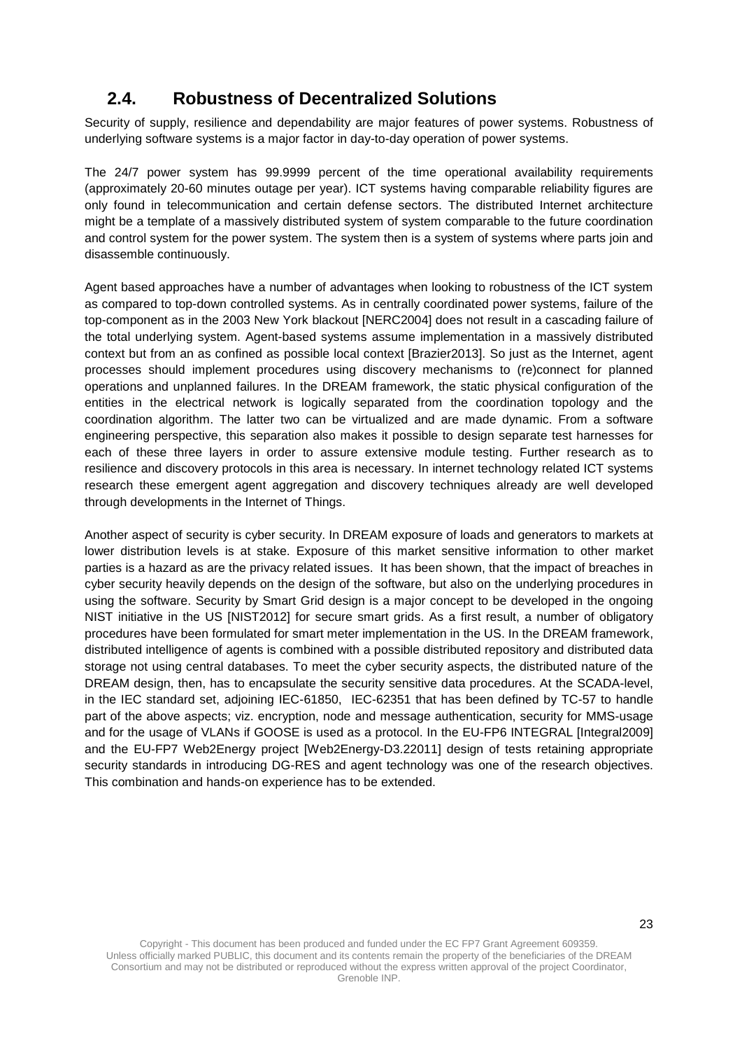## 2.4. Robustness of Decentralized Solutions

Security of supply, resilience and dependability are major features of power systems. Robustness of underlying software systems is a major factor in day-to-day operation of power systems.

The 24/7 power system has 99.9999 percent of the time operational availability requirements (approximately 20-60 minutes outage per year). ICT systems having comparable reliability figures are only found in telecommunication and certain defense sectors. The distributed Internet architecture might be a template of a massively distributed system of system comparable to the future coordination and control system for the power system. The system then is a system of systems where parts join and disassemble continuously.

Agent based approaches have a number of advantages when looking to robustness of the ICT system as compared to top-down controlled systems. As in centrally coordinated power systems, failure of the top-component as in the 2003 New York blackout [NERC2004] does not result in a cascading failure of the total underlying system. Agent-based systems assume implementation in a massively distributed context but from an as confined as possible local context [Brazier2013]. So just as the Internet, agent processes should implement procedures using discovery mechanisms to (re)connect for planned operations and unplanned failures. In the DREAM framework, the static physical configuration of the entities in the electrical network is logically separated from the coordination topology and the coordination algorithm. The latter two can be virtualized and are made dynamic. From a software engineering perspective, this separation also makes it possible to design separate test harnesses for each of these three layers in order to assure extensive module testing. Further research as to resilience and discovery protocols in this area is necessary. In internet technology related ICT systems research these emergent agent aggregation and discovery techniques already are well developed through developments in the Internet of Things.

Another aspect of security is cyber security. In DREAM exposure of loads and generators to markets at lower distribution levels is at stake. Exposure of this market sensitive information to other market parties is a hazard as are the privacy related issues. It has been shown, that the impact of breaches in cyber security heavily depends on the design of the software, but also on the underlying procedures in using the software. Security by Smart Grid design is a major concept to be developed in the ongoing NIST initiative in the US [NIST2012] for secure smart grids. As a first result, a number of obligatory procedures have been formulated for smart meter implementation in the US. In the DREAM framework, distributed intelligence of agents is combined with a possible distributed repository and distributed data storage not using central databases. To meet the cyber security aspects, the distributed nature of the DREAM design, then, has to encapsulate the security sensitive data procedures. At the SCADA-level, in the IEC standard set, adjoining IEC-61850, IEC-62351 that has been defined by TC-57 to handle part of the above aspects; viz. encryption, node and message authentication, security for MMS-usage and for the usage of VLANs if GOOSE is used as a protocol. In the EU-FP6 INTEGRAL [Integral2009] and the EU-FP7 Web2Energy project [Web2Energy-D3.22011] design of tests retaining appropriate security standards in introducing DG-RES and agent technology was one of the research objectives. This combination and hands-on experience has to be extended.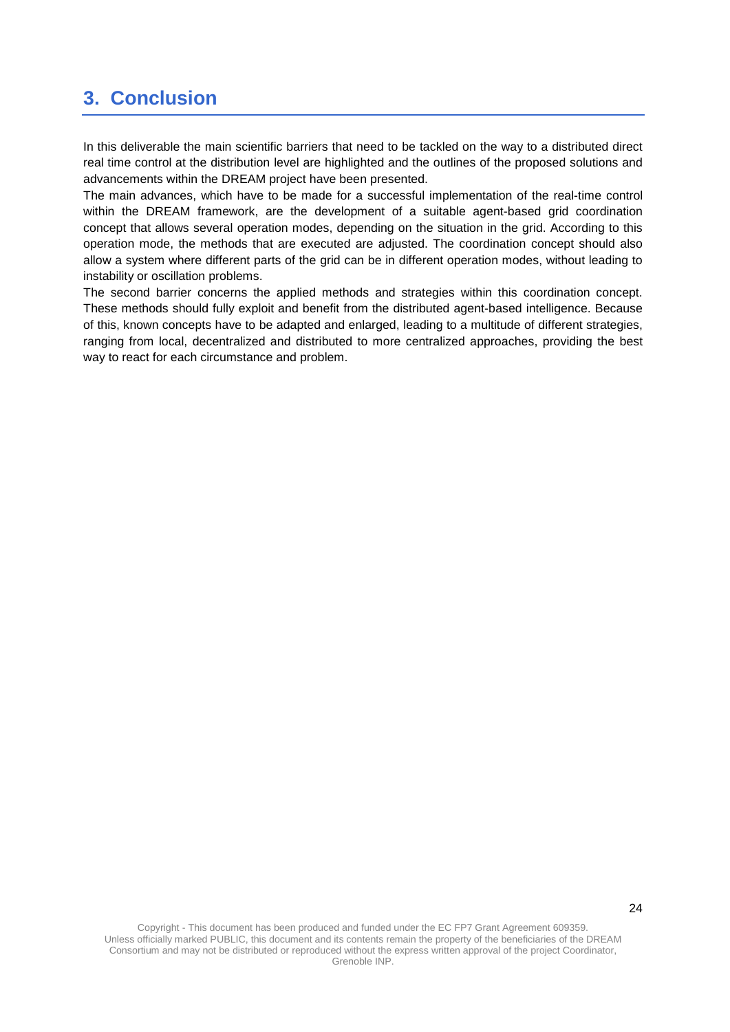# 3. Conclusion

In this deliverable the main scientific barriers that need to be tackled on the way to a distributed direct real time control at the distribution level are highlighted and the outlines of the proposed solutions and advancements within the DREAM project have been presented.

The main advances, which have to be made for a successful implementation of the real-time control within the DREAM framework, are the development of a suitable agent-based grid coordination concept that allows several operation modes, depending on the situation in the grid. According to this operation mode, the methods that are executed are adjusted. The coordination concept should also allow a system where different parts of the grid can be in different operation modes, without leading to instability or oscillation problems.

The second barrier concerns the applied methods and strategies within this coordination concept. These methods should fully exploit and benefit from the distributed agent-based intelligence. Because of this, known concepts have to be adapted and enlarged, leading to a multitude of different strategies, ranging from local, decentralized and distributed to more centralized approaches, providing the best way to react for each circumstance and problem.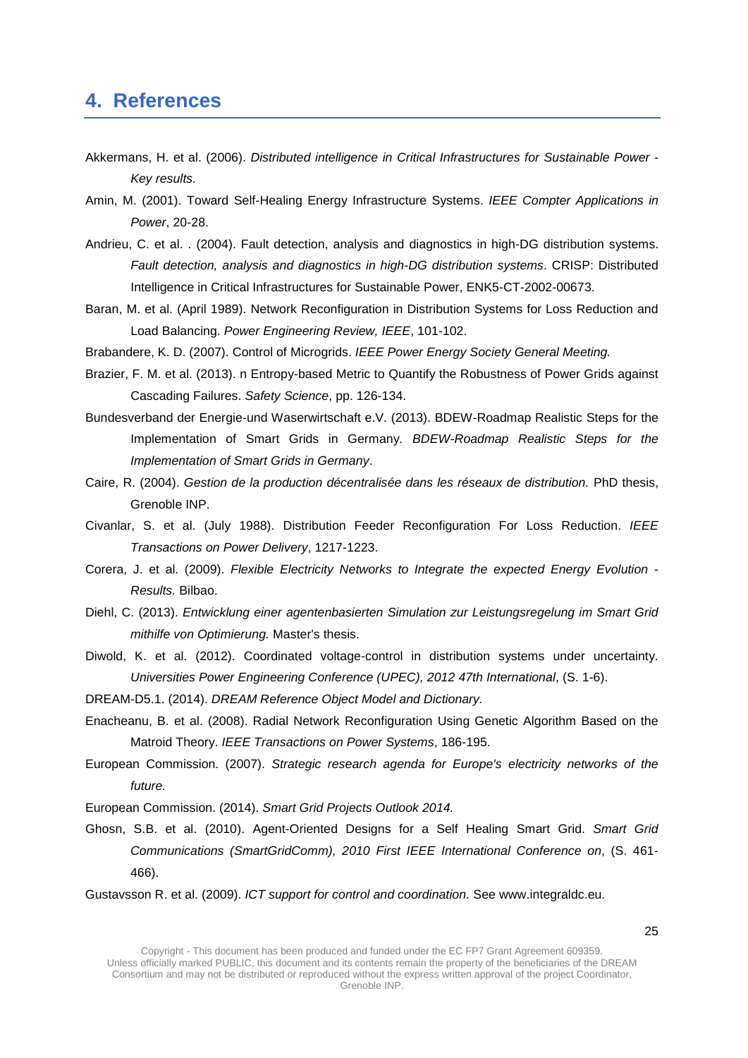## 4. References

Akkermans, H. et al. (2006). *Distributed intelligence in Critical Infrastructures for Sustainable Power - Key results.*

Amin, M. (2001). Toward Self-Healing Energy Infrastructure Systems. *IEEE Compter Applications in Power*, 20-28.

Andrieu, C. et al. . (2004). Fault detection, analysis and diagnostics in high-DG distribution systems. *Fault detection, analysis and diagnostics in high-DG distribution systems*. CRISP: Distributed Intelligence in Critical Infrastructures for Sustainable Power, ENK5-CT-2002-00673.

Baran, M. et al. (April 1989). Network Reconfiguration in Distribution Systems for Loss Reduction and Load Balancing. *Power Engineering Review, IEEE*, 101-102.

Brabandere, K. D. (2007). Control of Microgrids. *IEEE Power Energy Society General Meeting.*

Brazier, F. M. et al. (2013). n Entropy-based Metric to Quantify the Robustness of Power Grids against Cascading Failures. *Safety Science*, pp. 126-134.

Bundesverband der Energie-und Waserwirtschaft e.V. (2013). BDEW-Roadmap Realistic Steps for the Implementation of Smart Grids in Germany. *BDEW-Roadmap Realistic Steps for the Implementation of Smart Grids in Germany*.

Caire, R. (2004). *Gestion de la production décentralisée dans les réseaux de distribution.* PhD thesis, Grenoble INP.

Civanlar, S. et al. (July 1988). Distribution Feeder Reconfiguration For Loss Reduction. *IEEE Transactions on Power Delivery*, 1217-1223.

Corera, J. et al. (2009). *Flexible Electricity Networks to Integrate the expected Energy Evolution - Results.* Bilbao.

Diehl, C. (2013). *Entwicklung einer agentenbasierten Simulation zur Leistungsregelung im Smart Grid mithilfe von Optimierung.* Master's thesis.

Diwold, K. et al. (2012). Coordinated voltage-control in distribution systems under uncertainty. *Universities Power Engineering Conference (UPEC), 2012 47th International*, (S. 1-6).

DREAM-D5.1. (2014). *DREAM Reference Object Model and Dictionary.*

Enacheanu, B. et al. (2008). Radial Network Reconfiguration Using Genetic Algorithm Based on the Matroid Theory. *IEEE Transactions on Power Systems*, 186-195.

European Commission. (2007). *Strategic research agenda for Europe's electricity networks of the future.*

European Commission. (2014). *Smart Grid Projects Outlook 2014.*

Ghosn, S.B. et al. (2010). Agent-Oriented Designs for a Self Healing Smart Grid. *Smart Grid Communications (SmartGridComm), 2010 First IEEE International Conference on*, (S. 461-466).

Gustavsson R. et al. (2009). *ICT support for control and coordination.* See www.integraldc.eu.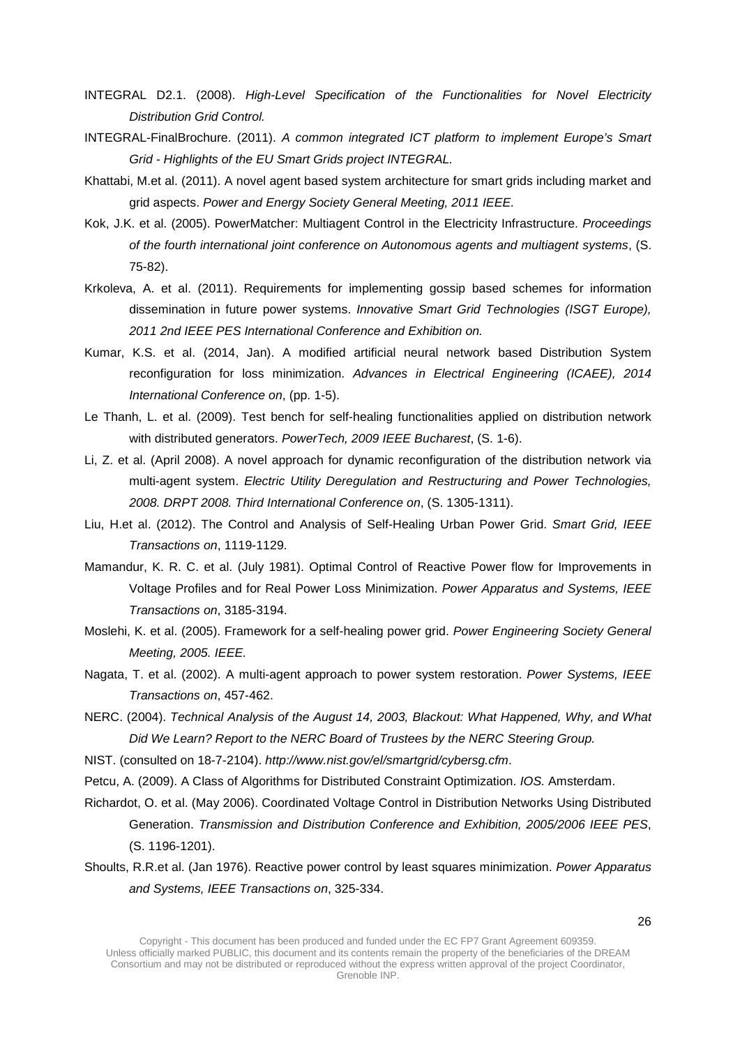INTEGRAL D2.1. (2008). *High-Level Specification of the Functionalities for Novel Electricity Distribution Grid Control.*

INTEGRAL-FinalBrochure. (2011). *A common integrated ICT platform to implement Europe's Smart Grid - Highlights of the EU Smart Grids project INTEGRAL.*

Khattabi, M.et al. (2011). A novel agent based system architecture for smart grids including market and grid aspects. *Power and Energy Society General Meeting, 2011 IEEE.*

Kok, J.K. et al. (2005). PowerMatcher: Multiagent Control in the Electricity Infrastructure. *Proceedings of the fourth international joint conference on Autonomous agents and multiagent systems*, (S. 75-82).

Krkoleva, A. et al. (2011). Requirements for implementing gossip based schemes for information dissemination in future power systems. *Innovative Smart Grid Technologies (ISGT Europe), 2011 2nd IEEE PES International Conference and Exhibition on.*

Kumar, K.S. et al. (2014, Jan). A modified artificial neural network based Distribution System reconfiguration for loss minimization. *Advances in Electrical Engineering (ICAEE), 2014 International Conference on*, (pp. 1-5).

Le Thanh, L. et al. (2009). Test bench for self-healing functionalities applied on distribution network with distributed generators. *PowerTech, 2009 IEEE Bucharest*, (S. 1-6).

Li, Z. et al. (April 2008). A novel approach for dynamic reconfiguration of the distribution network via multi-agent system. *Electric Utility Deregulation and Restructuring and Power Technologies, 2008. DRPT 2008. Third International Conference on*, (S. 1305-1311).

Liu, H.et al. (2012). The Control and Analysis of Self-Healing Urban Power Grid. *Smart Grid, IEEE Transactions on*, 1119-1129.

Mamandur, K. R. C. et al. (July 1981). Optimal Control of Reactive Power flow for Improvements in Voltage Profiles and for Real Power Loss Minimization. *Power Apparatus and Systems, IEEE Transactions on*, 3185-3194.

Moslehi, K. et al. (2005). Framework for a self-healing power grid. *Power Engineering Society General Meeting, 2005. IEEE.*

Nagata, T. et al. (2002). A multi-agent approach to power system restoration. *Power Systems, IEEE Transactions on*, 457-462.

NERC. (2004). *Technical Analysis of the August 14, 2003, Blackout: What Happened, Why, and What Did We Learn? Report to the NERC Board of Trustees by the NERC Steering Group.*

NIST. (consulted on 18-7-2104). *http://www.nist.gov/el/smartgrid/cybersg.cfm*.

Petcu, A. (2009). A Class of Algorithms for Distributed Constraint Optimization. *IOS.* Amsterdam.

Richardot, O. et al. (May 2006). Coordinated Voltage Control in Distribution Networks Using Distributed Generation. *Transmission and Distribution Conference and Exhibition, 2005/2006 IEEE PES*, (S. 1196-1201).

Shoults, R.R.et al. (Jan 1976). Reactive power control by least squares minimization. *Power Apparatus and Systems, IEEE Transactions on*, 325-334.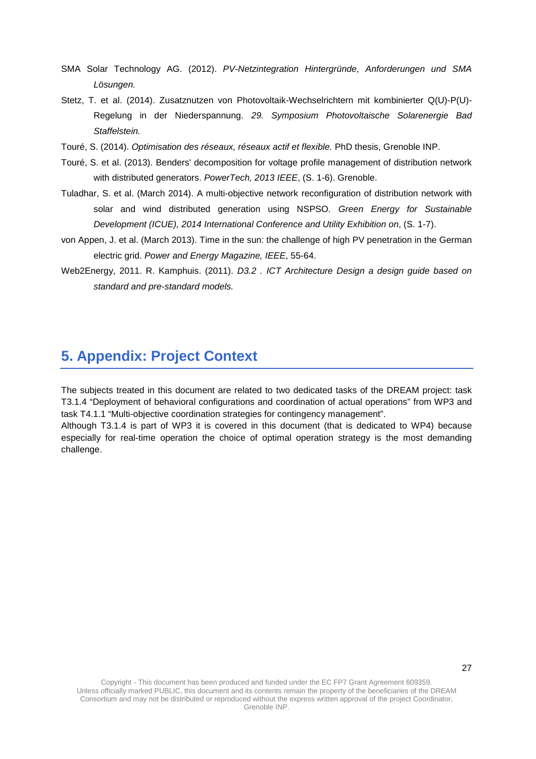SMA Solar Technology AG. (2012). *PV-Netzintegration Hintergründe, Anforderungen und SMA Lösungen.*

Stetz, T. et al. (2014). Zusatznutzen von Photovoltaik-Wechselrichtern mit kombinierter Q(U)-P(U)-Regelung in der Niederspannung. *29. Symposium Photovoltaische Solarenergie Bad Staffelstein.*

Touré, S. (2014). *Optimisation des réseaux, réseaux actif et flexible.* PhD thesis, Grenoble INP.

Touré, S. et al. (2013). Benders' decomposition for voltage profile management of distribution network with distributed generators. *PowerTech, 2013 IEEE*, (S. 1-6). Grenoble.

Tuladhar, S. et al. (March 2014). A multi-objective network reconfiguration of distribution network with solar and wind distributed generation using NSPSO. *Green Energy for Sustainable Development (ICUE), 2014 International Conference and Utility Exhibition on*, (S. 1-7).

von Appen, J. et al. (March 2013). Time in the sun: the challenge of high PV penetration in the German electric grid. *Power and Energy Magazine, IEEE*, 55-64.

Web2Energy, 2011. R. Kamphuis. (2011). *D3.2 . ICT Architecture Design a design guide based on standard and pre-standard models.*

# 5. Appendix: Project Context

The subjects treated in this document are related to two dedicated tasks of the DREAM project: task T3.1.4 "Deployment of behavioral configurations and coordination of actual operations" from WP3 and task T4.1.1 "Multi-objective coordination strategies for contingency management".

Although T3.1.4 is part of WP3 it is covered in this document (that is dedicated to WP4) because especially for real-time operation the choice of optimal operation strategy is the most demanding challenge.